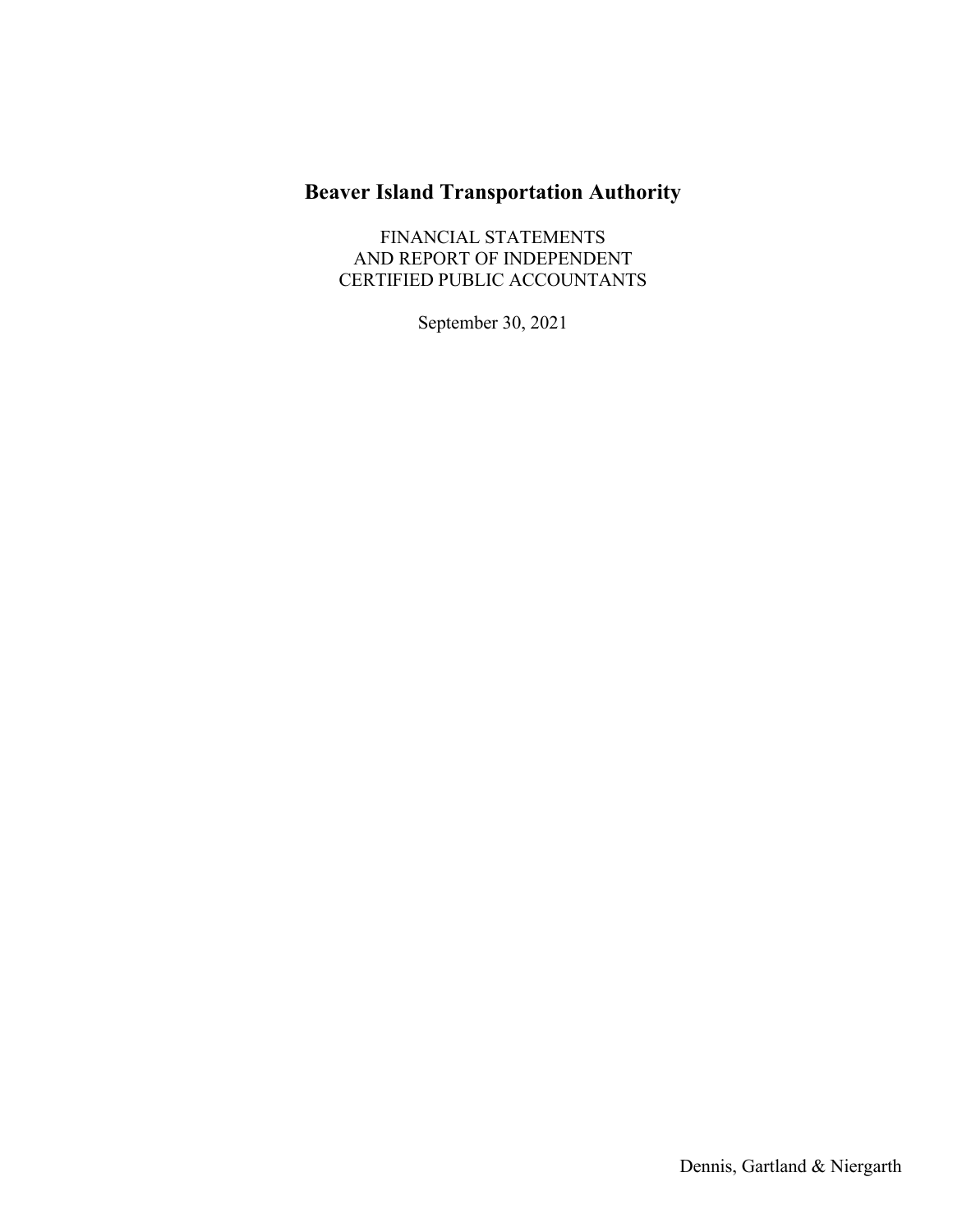# Beaver Island Transportation Authority

FINANCIAL STATEMENTS
AND REPORT OF INDEPENDENT
CERTIFIED PUBLIC ACCOUNTANTS

September 30, 2021

Dennis, Gartland & Niergarth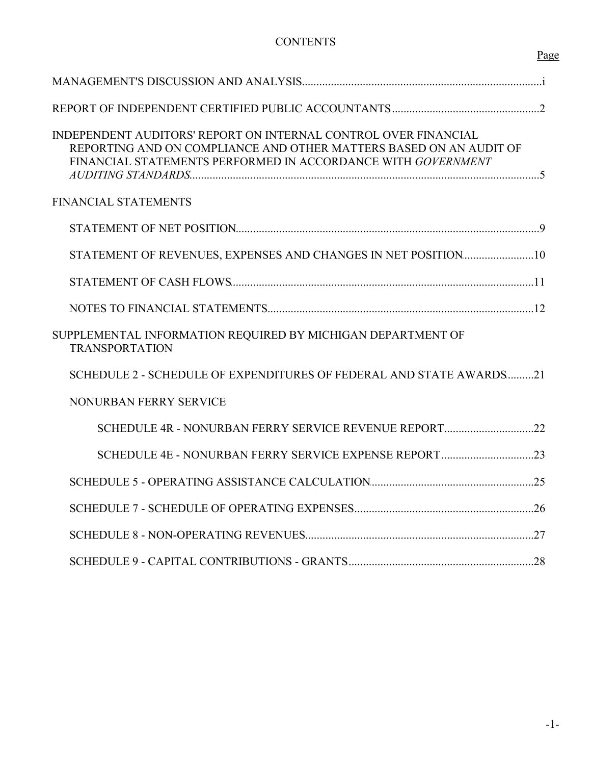# CONTENTS

| | Page |
|---|---|
| MANAGEMENT'S DISCUSSION AND ANALYSIS | i |
| REPORT OF INDEPENDENT CERTIFIED PUBLIC ACCOUNTANTS | 2 |
| INDEPENDENT AUDITORS' REPORT ON INTERNAL CONTROL OVER FINANCIAL REPORTING AND ON COMPLIANCE AND OTHER MATTERS BASED ON AN AUDIT OF FINANCIAL STATEMENTS PERFORMED IN ACCORDANCE WITH *GOVERNMENT AUDITING STANDARDS* | 5 |
| FINANCIAL STATEMENTS | |
| STATEMENT OF NET POSITION | 9 |
| STATEMENT OF REVENUES, EXPENSES AND CHANGES IN NET POSITION | 10 |
| STATEMENT OF CASH FLOWS | 11 |
| NOTES TO FINANCIAL STATEMENTS | 12 |
| SUPPLEMENTAL INFORMATION REQUIRED BY MICHIGAN DEPARTMENT OF TRANSPORTATION | |
| SCHEDULE 2 - SCHEDULE OF EXPENDITURES OF FEDERAL AND STATE AWARDS | 21 |
| NONURBAN FERRY SERVICE | |
| SCHEDULE 4R - NONURBAN FERRY SERVICE REVENUE REPORT | 22 |
| SCHEDULE 4E - NONURBAN FERRY SERVICE EXPENSE REPORT | 23 |
| SCHEDULE 5 - OPERATING ASSISTANCE CALCULATION | 25 |
| SCHEDULE 7 - SCHEDULE OF OPERATING EXPENSES | 26 |
| SCHEDULE 8 - NON-OPERATING REVENUES | 27 |
| SCHEDULE 9 - CAPITAL CONTRIBUTIONS - GRANTS | 28 |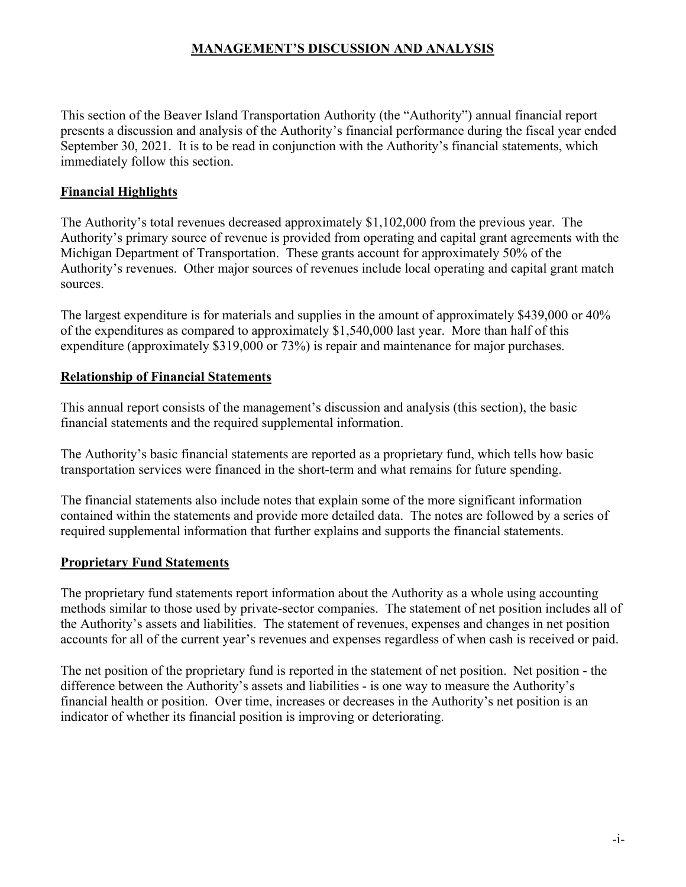# MANAGEMENT'S DISCUSSION AND ANALYSIS

This section of the Beaver Island Transportation Authority (the "Authority") annual financial report presents a discussion and analysis of the Authority's financial performance during the fiscal year ended September 30, 2021. It is to be read in conjunction with the Authority's financial statements, which immediately follow this section.

## Financial Highlights

The Authority's total revenues decreased approximately $1,102,000 from the previous year. The Authority's primary source of revenue is provided from operating and capital grant agreements with the Michigan Department of Transportation. These grants account for approximately 50% of the Authority's revenues. Other major sources of revenues include local operating and capital grant match sources.

The largest expenditure is for materials and supplies in the amount of approximately $439,000 or 40% of the expenditures as compared to approximately $1,540,000 last year. More than half of this expenditure (approximately $319,000 or 73%) is repair and maintenance for major purchases.

## Relationship of Financial Statements

This annual report consists of the management's discussion and analysis (this section), the basic financial statements and the required supplemental information.

The Authority's basic financial statements are reported as a proprietary fund, which tells how basic transportation services were financed in the short-term and what remains for future spending.

The financial statements also include notes that explain some of the more significant information contained within the statements and provide more detailed data. The notes are followed by a series of required supplemental information that further explains and supports the financial statements.

## Proprietary Fund Statements

The proprietary fund statements report information about the Authority as a whole using accounting methods similar to those used by private-sector companies. The statement of net position includes all of the Authority's assets and liabilities. The statement of revenues, expenses and changes in net position accounts for all of the current year's revenues and expenses regardless of when cash is received or paid.

The net position of the proprietary fund is reported in the statement of net position. Net position - the difference between the Authority's assets and liabilities - is one way to measure the Authority's financial health or position. Over time, increases or decreases in the Authority's net position is an indicator of whether its financial position is improving or deteriorating.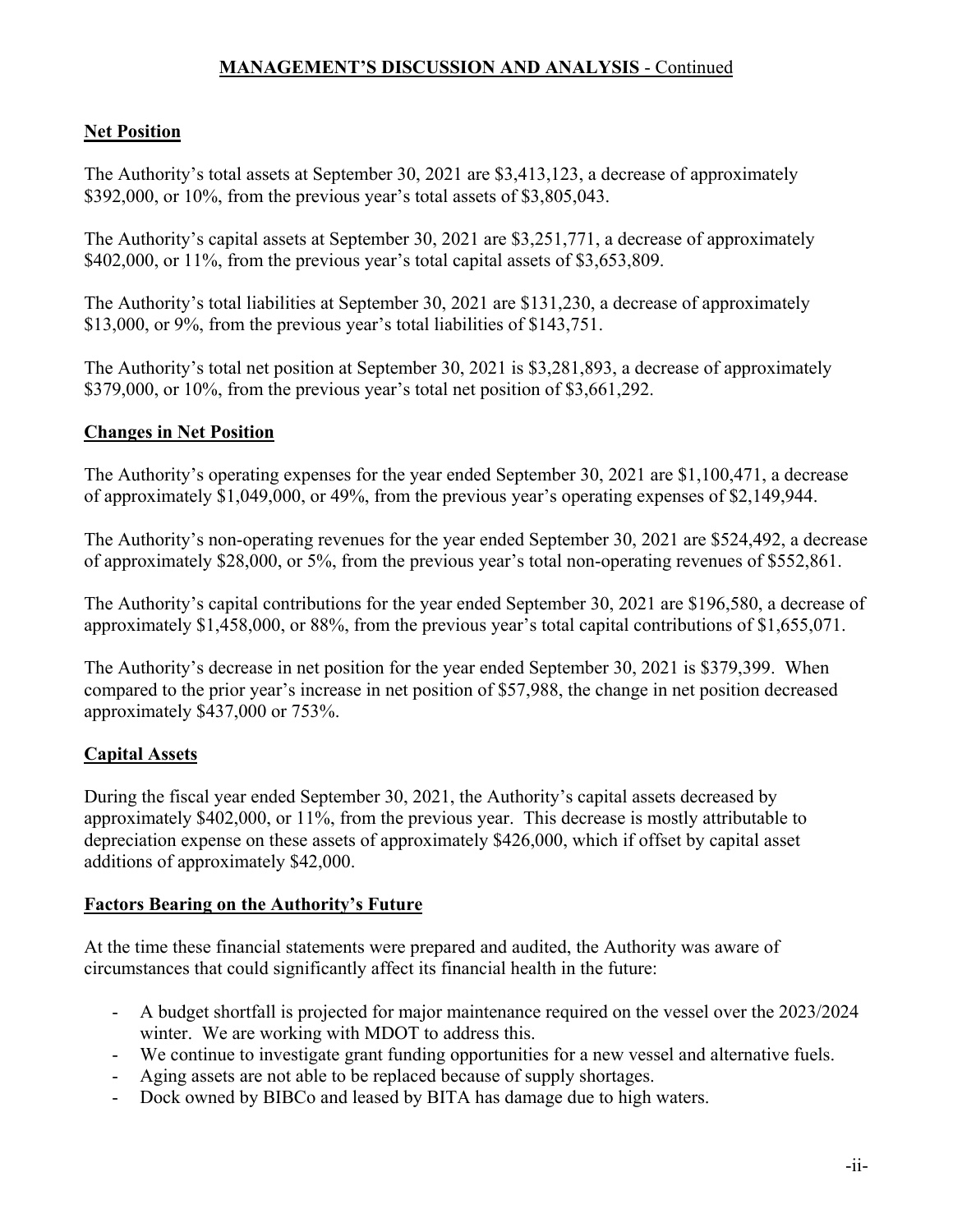## MANAGEMENT'S DISCUSSION AND ANALYSIS - Continued

### Net Position

The Authority's total assets at September 30, 2021 are $3,413,123, a decrease of approximately $392,000, or 10%, from the previous year's total assets of $3,805,043.

The Authority's capital assets at September 30, 2021 are $3,251,771, a decrease of approximately $402,000, or 11%, from the previous year's total capital assets of $3,653,809.

The Authority's total liabilities at September 30, 2021 are $131,230, a decrease of approximately $13,000, or 9%, from the previous year's total liabilities of $143,751.

The Authority's total net position at September 30, 2021 is $3,281,893, a decrease of approximately $379,000, or 10%, from the previous year's total net position of $3,661,292.

### Changes in Net Position

The Authority's operating expenses for the year ended September 30, 2021 are $1,100,471, a decrease of approximately $1,049,000, or 49%, from the previous year's operating expenses of $2,149,944.

The Authority's non-operating revenues for the year ended September 30, 2021 are $524,492, a decrease of approximately $28,000, or 5%, from the previous year's total non-operating revenues of $552,861.

The Authority's capital contributions for the year ended September 30, 2021 are $196,580, a decrease of approximately $1,458,000, or 88%, from the previous year's total capital contributions of $1,655,071.

The Authority's decrease in net position for the year ended September 30, 2021 is $379,399. When compared to the prior year's increase in net position of $57,988, the change in net position decreased approximately $437,000 or 753%.

### Capital Assets

During the fiscal year ended September 30, 2021, the Authority's capital assets decreased by approximately $402,000, or 11%, from the previous year. This decrease is mostly attributable to depreciation expense on these assets of approximately $426,000, which if offset by capital asset additions of approximately $42,000.

### Factors Bearing on the Authority's Future

At the time these financial statements were prepared and audited, the Authority was aware of circumstances that could significantly affect its financial health in the future:

- A budget shortfall is projected for major maintenance required on the vessel over the 2023/2024 winter. We are working with MDOT to address this.
- We continue to investigate grant funding opportunities for a new vessel and alternative fuels.
- Aging assets are not able to be replaced because of supply shortages.
- Dock owned by BIBCo and leased by BITA has damage due to high waters.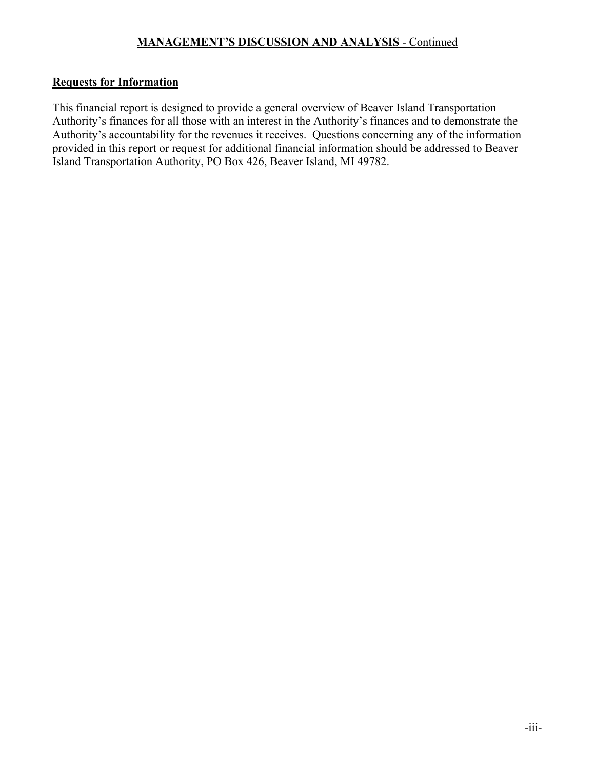## MANAGEMENT'S DISCUSSION AND ANALYSIS - Continued

### Requests for Information

This financial report is designed to provide a general overview of Beaver Island Transportation Authority's finances for all those with an interest in the Authority's finances and to demonstrate the Authority's accountability for the revenues it receives. Questions concerning any of the information provided in this report or request for additional financial information should be addressed to Beaver Island Transportation Authority, PO Box 426, Beaver Island, MI 49782.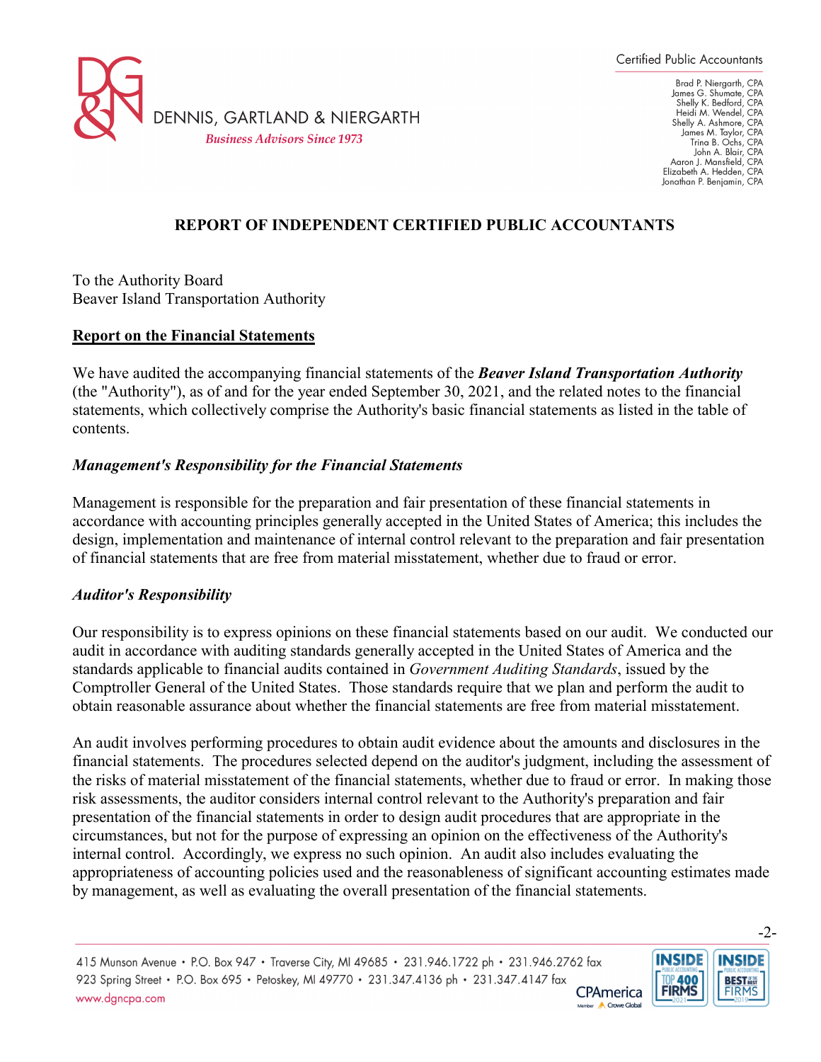DENNIS, GARTLAND & NIERGARTH

*Business Advisors Since 1973*

Certified Public Accountants

Brad P. Niergarth, CPA
James G. Shumate, CPA
Shelly K. Bedford, CPA
Heidi M. Wendel, CPA
Shelly A. Ashmore, CPA
James M. Taylor, CPA
Trina B. Ochs, CPA
John A. Blair, CPA
Aaron J. Mansfield, CPA
Elizabeth A. Hedden, CPA
Jonathan P. Benjamin, CPA

## REPORT OF INDEPENDENT CERTIFIED PUBLIC ACCOUNTANTS

To the Authority Board
Beaver Island Transportation Authority

### Report on the Financial Statements

We have audited the accompanying financial statements of the ***Beaver Island Transportation Authority*** (the "Authority"), as of and for the year ended September 30, 2021, and the related notes to the financial statements, which collectively comprise the Authority's basic financial statements as listed in the table of contents.

#### *Management's Responsibility for the Financial Statements*

Management is responsible for the preparation and fair presentation of these financial statements in accordance with accounting principles generally accepted in the United States of America; this includes the design, implementation and maintenance of internal control relevant to the preparation and fair presentation of financial statements that are free from material misstatement, whether due to fraud or error.

#### *Auditor's Responsibility*

Our responsibility is to express opinions on these financial statements based on our audit. We conducted our audit in accordance with auditing standards generally accepted in the United States of America and the standards applicable to financial audits contained in *Government Auditing Standards*, issued by the Comptroller General of the United States. Those standards require that we plan and perform the audit to obtain reasonable assurance about whether the financial statements are free from material misstatement.

An audit involves performing procedures to obtain audit evidence about the amounts and disclosures in the financial statements. The procedures selected depend on the auditor's judgment, including the assessment of the risks of material misstatement of the financial statements, whether due to fraud or error. In making those risk assessments, the auditor considers internal control relevant to the Authority's preparation and fair presentation of the financial statements in order to design audit procedures that are appropriate in the circumstances, but not for the purpose of expressing an opinion on the effectiveness of the Authority's internal control. Accordingly, we express no such opinion. An audit also includes evaluating the appropriateness of accounting policies used and the reasonableness of significant accounting estimates made by management, as well as evaluating the overall presentation of the financial statements.

415 Munson Avenue • P.O. Box 947 • Traverse City, MI 49685 • 231.946.1722 ph • 231.946.2762 fax
923 Spring Street • P.O. Box 695 • Petoskey, MI 49770 • 231.347.4136 ph • 231.347.4147 fax
www.dgncpa.com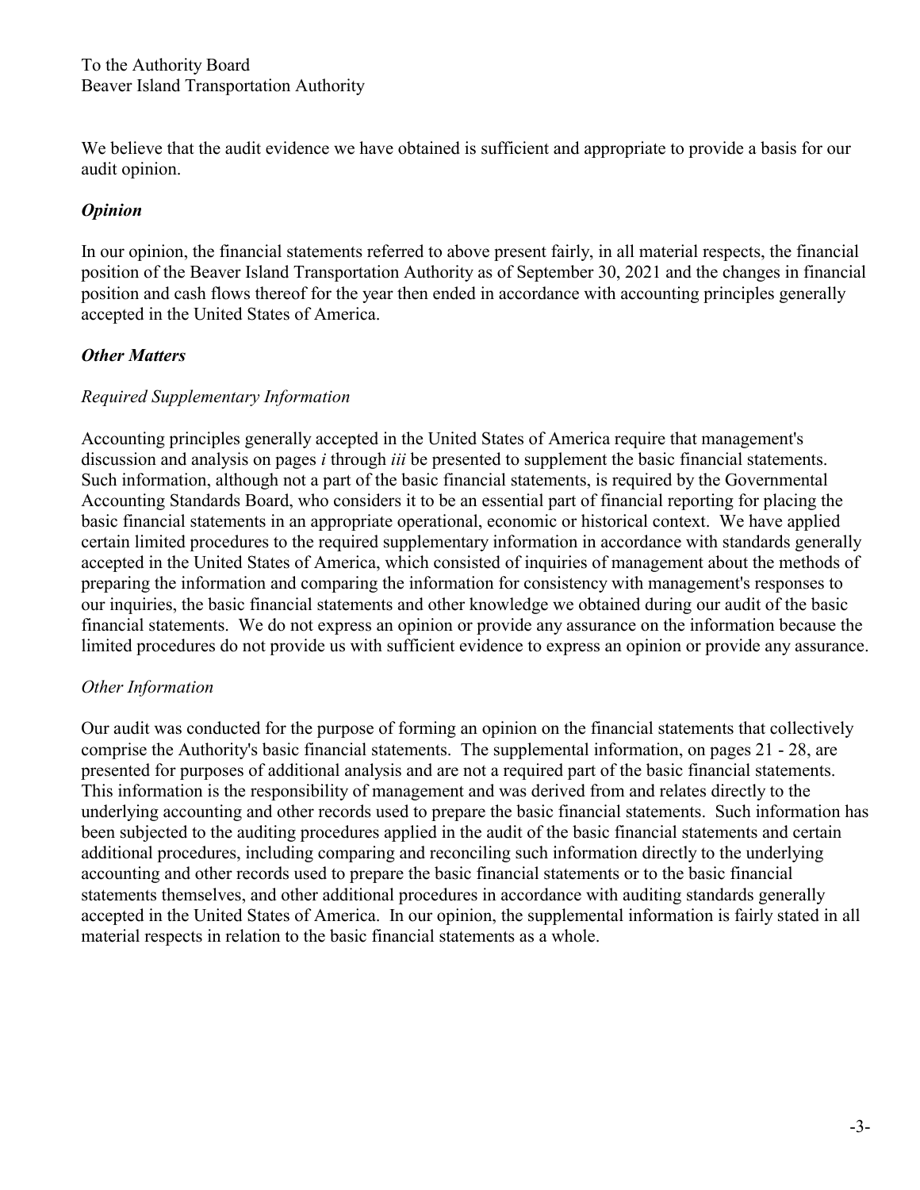To the Authority Board
Beaver Island Transportation Authority

We believe that the audit evidence we have obtained is sufficient and appropriate to provide a basis for our audit opinion.

### *Opinion*

In our opinion, the financial statements referred to above present fairly, in all material respects, the financial position of the Beaver Island Transportation Authority as of September 30, 2021 and the changes in financial position and cash flows thereof for the year then ended in accordance with accounting principles generally accepted in the United States of America.

### *Other Matters*

*Required Supplementary Information*

Accounting principles generally accepted in the United States of America require that management's discussion and analysis on pages *i* through *iii* be presented to supplement the basic financial statements. Such information, although not a part of the basic financial statements, is required by the Governmental Accounting Standards Board, who considers it to be an essential part of financial reporting for placing the basic financial statements in an appropriate operational, economic or historical context. We have applied certain limited procedures to the required supplementary information in accordance with standards generally accepted in the United States of America, which consisted of inquiries of management about the methods of preparing the information and comparing the information for consistency with management's responses to our inquiries, the basic financial statements and other knowledge we obtained during our audit of the basic financial statements. We do not express an opinion or provide any assurance on the information because the limited procedures do not provide us with sufficient evidence to express an opinion or provide any assurance.

*Other Information*

Our audit was conducted for the purpose of forming an opinion on the financial statements that collectively comprise the Authority's basic financial statements. The supplemental information, on pages 21 - 28, are presented for purposes of additional analysis and are not a required part of the basic financial statements. This information is the responsibility of management and was derived from and relates directly to the underlying accounting and other records used to prepare the basic financial statements. Such information has been subjected to the auditing procedures applied in the audit of the basic financial statements and certain additional procedures, including comparing and reconciling such information directly to the underlying accounting and other records used to prepare the basic financial statements or to the basic financial statements themselves, and other additional procedures in accordance with auditing standards generally accepted in the United States of America. In our opinion, the supplemental information is fairly stated in all material respects in relation to the basic financial statements as a whole.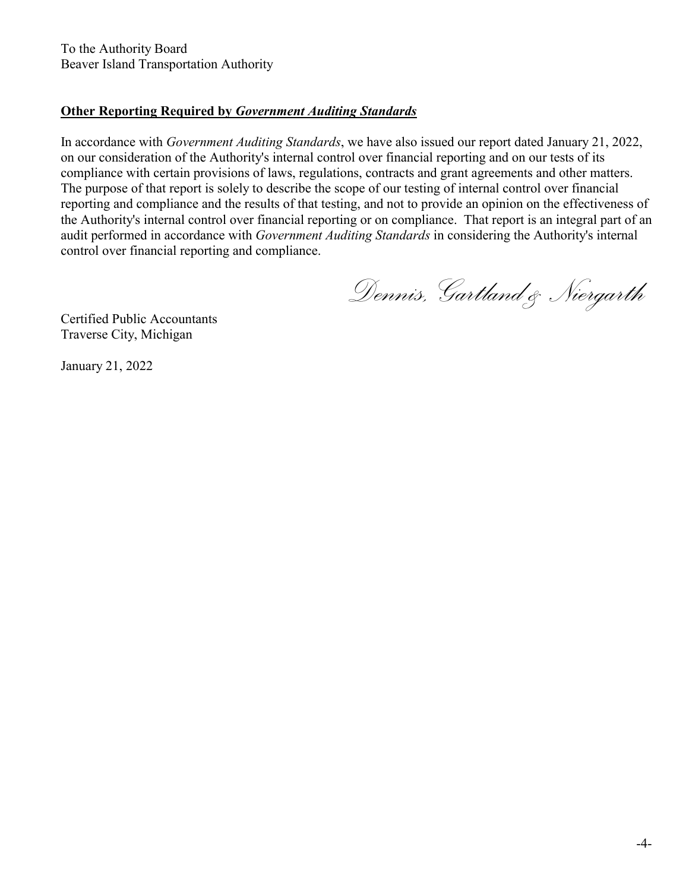To the Authority Board
Beaver Island Transportation Authority

**Other Reporting Required by *Government Auditing Standards***

In accordance with *Government Auditing Standards*, we have also issued our report dated January 21, 2022, on our consideration of the Authority's internal control over financial reporting and on our tests of its compliance with certain provisions of laws, regulations, contracts and grant agreements and other matters. The purpose of that report is solely to describe the scope of our testing of internal control over financial reporting and compliance and the results of that testing, and not to provide an opinion on the effectiveness of the Authority's internal control over financial reporting or on compliance. That report is an integral part of an audit performed in accordance with *Government Auditing Standards* in considering the Authority's internal control over financial reporting and compliance.

Dennis, Gartland & Niergarth

Certified Public Accountants
Traverse City, Michigan

January 21, 2022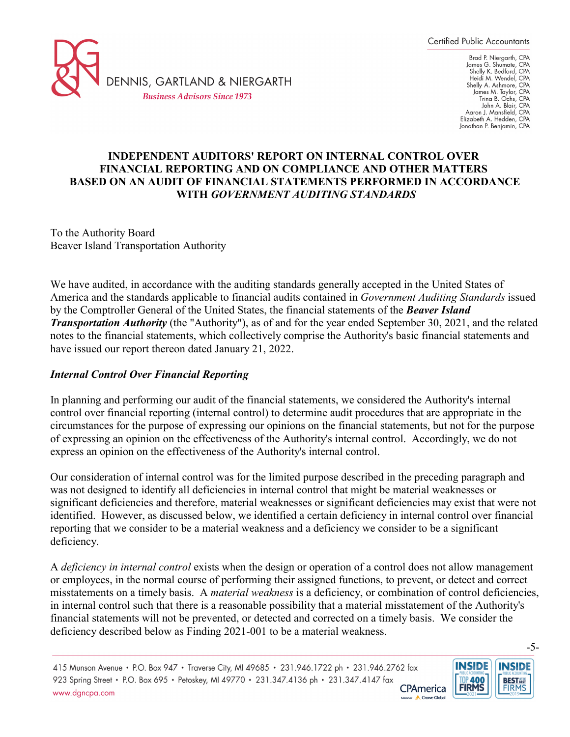# INDEPENDENT AUDITORS' REPORT ON INTERNAL CONTROL OVER FINANCIAL REPORTING AND ON COMPLIANCE AND OTHER MATTERS BASED ON AN AUDIT OF FINANCIAL STATEMENTS PERFORMED IN ACCORDANCE WITH *GOVERNMENT AUDITING STANDARDS*

To the Authority Board
Beaver Island Transportation Authority

We have audited, in accordance with the auditing standards generally accepted in the United States of America and the standards applicable to financial audits contained in *Government Auditing Standards* issued by the Comptroller General of the United States, the financial statements of the ***Beaver Island Transportation Authority*** (the "Authority"), as of and for the year ended September 30, 2021, and the related notes to the financial statements, which collectively comprise the Authority's basic financial statements and have issued our report thereon dated January 21, 2022.

## *Internal Control Over Financial Reporting*

In planning and performing our audit of the financial statements, we considered the Authority's internal control over financial reporting (internal control) to determine audit procedures that are appropriate in the circumstances for the purpose of expressing our opinions on the financial statements, but not for the purpose of expressing an opinion on the effectiveness of the Authority's internal control. Accordingly, we do not express an opinion on the effectiveness of the Authority's internal control.

Our consideration of internal control was for the limited purpose described in the preceding paragraph and was not designed to identify all deficiencies in internal control that might be material weaknesses or significant deficiencies and therefore, material weaknesses or significant deficiencies may exist that were not identified. However, as discussed below, we identified a certain deficiency in internal control over financial reporting that we consider to be a material weakness and a deficiency we consider to be a significant deficiency.

A *deficiency in internal control* exists when the design or operation of a control does not allow management or employees, in the normal course of performing their assigned functions, to prevent, or detect and correct misstatements on a timely basis. A *material weakness* is a deficiency, or combination of control deficiencies, in internal control such that there is a reasonable possibility that a material misstatement of the Authority's financial statements will not be prevented, or detected and corrected on a timely basis. We consider the deficiency described below as Finding 2021-001 to be a material weakness.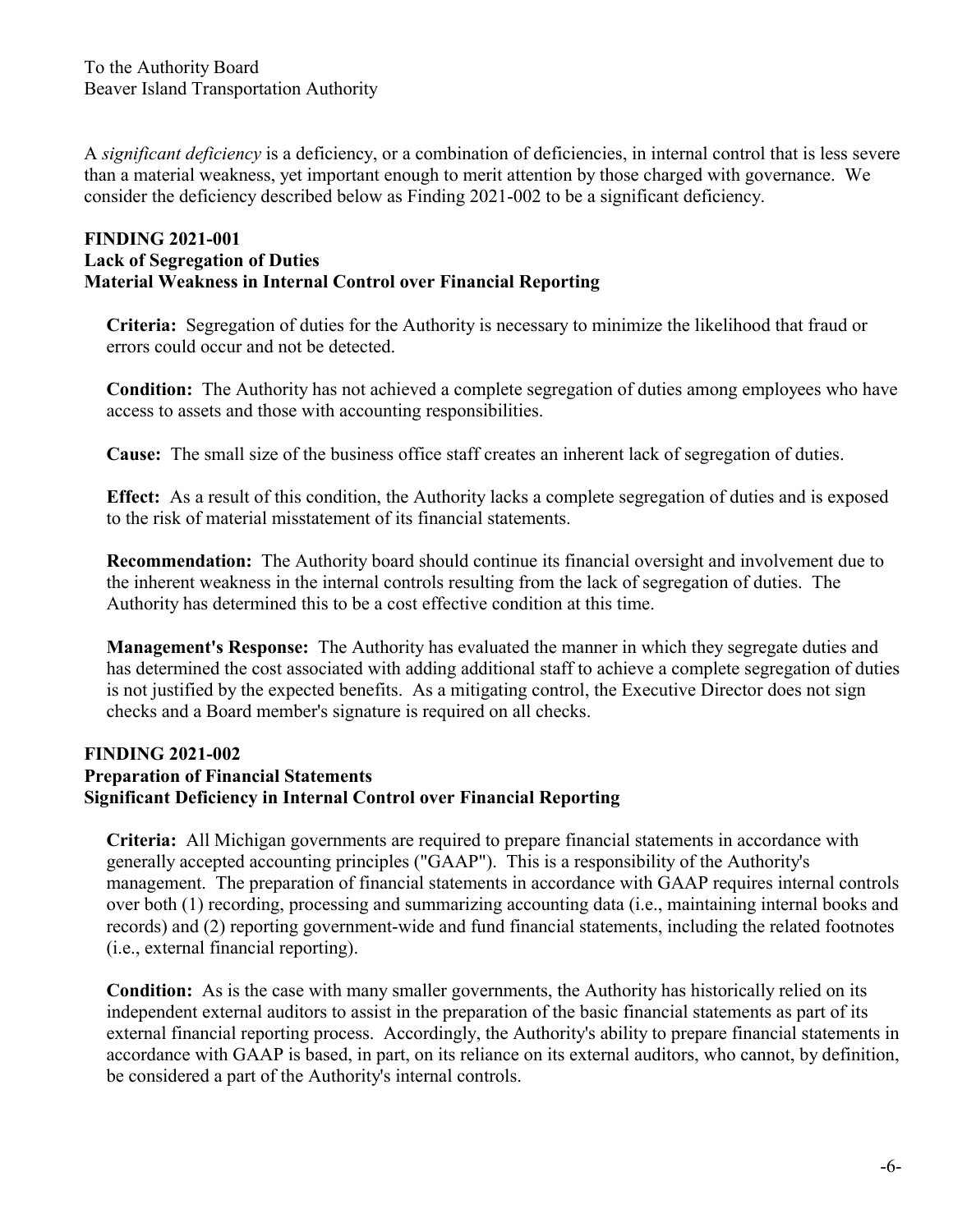To the Authority Board
Beaver Island Transportation Authority

A *significant deficiency* is a deficiency, or a combination of deficiencies, in internal control that is less severe than a material weakness, yet important enough to merit attention by those charged with governance. We consider the deficiency described below as Finding 2021-002 to be a significant deficiency.

**FINDING 2021-001**
**Lack of Segregation of Duties**
**Material Weakness in Internal Control over Financial Reporting**

**Criteria:** Segregation of duties for the Authority is necessary to minimize the likelihood that fraud or errors could occur and not be detected.

**Condition:** The Authority has not achieved a complete segregation of duties among employees who have access to assets and those with accounting responsibilities.

**Cause:** The small size of the business office staff creates an inherent lack of segregation of duties.

**Effect:** As a result of this condition, the Authority lacks a complete segregation of duties and is exposed to the risk of material misstatement of its financial statements.

**Recommendation:** The Authority board should continue its financial oversight and involvement due to the inherent weakness in the internal controls resulting from the lack of segregation of duties. The Authority has determined this to be a cost effective condition at this time.

**Management's Response:** The Authority has evaluated the manner in which they segregate duties and has determined the cost associated with adding additional staff to achieve a complete segregation of duties is not justified by the expected benefits. As a mitigating control, the Executive Director does not sign checks and a Board member's signature is required on all checks.

**FINDING 2021-002**
**Preparation of Financial Statements**
**Significant Deficiency in Internal Control over Financial Reporting**

**Criteria:** All Michigan governments are required to prepare financial statements in accordance with generally accepted accounting principles ("GAAP"). This is a responsibility of the Authority's management. The preparation of financial statements in accordance with GAAP requires internal controls over both (1) recording, processing and summarizing accounting data (i.e., maintaining internal books and records) and (2) reporting government-wide and fund financial statements, including the related footnotes (i.e., external financial reporting).

**Condition:** As is the case with many smaller governments, the Authority has historically relied on its independent external auditors to assist in the preparation of the basic financial statements as part of its external financial reporting process. Accordingly, the Authority's ability to prepare financial statements in accordance with GAAP is based, in part, on its reliance on its external auditors, who cannot, by definition, be considered a part of the Authority's internal controls.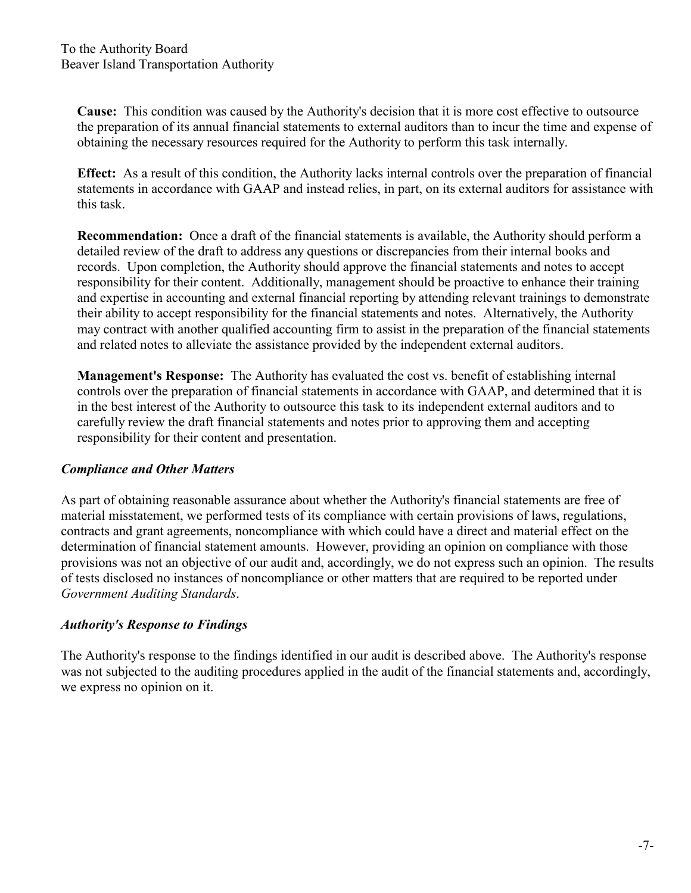To the Authority Board
Beaver Island Transportation Authority

**Cause:** This condition was caused by the Authority's decision that it is more cost effective to outsource the preparation of its annual financial statements to external auditors than to incur the time and expense of obtaining the necessary resources required for the Authority to perform this task internally.

**Effect:** As a result of this condition, the Authority lacks internal controls over the preparation of financial statements in accordance with GAAP and instead relies, in part, on its external auditors for assistance with this task.

**Recommendation:** Once a draft of the financial statements is available, the Authority should perform a detailed review of the draft to address any questions or discrepancies from their internal books and records. Upon completion, the Authority should approve the financial statements and notes to accept responsibility for their content. Additionally, management should be proactive to enhance their training and expertise in accounting and external financial reporting by attending relevant trainings to demonstrate their ability to accept responsibility for the financial statements and notes. Alternatively, the Authority may contract with another qualified accounting firm to assist in the preparation of the financial statements and related notes to alleviate the assistance provided by the independent external auditors.

**Management's Response:** The Authority has evaluated the cost vs. benefit of establishing internal controls over the preparation of financial statements in accordance with GAAP, and determined that it is in the best interest of the Authority to outsource this task to its independent external auditors and to carefully review the draft financial statements and notes prior to approving them and accepting responsibility for their content and presentation.

### *Compliance and Other Matters*

As part of obtaining reasonable assurance about whether the Authority's financial statements are free of material misstatement, we performed tests of its compliance with certain provisions of laws, regulations, contracts and grant agreements, noncompliance with which could have a direct and material effect on the determination of financial statement amounts. However, providing an opinion on compliance with those provisions was not an objective of our audit and, accordingly, we do not express such an opinion. The results of tests disclosed no instances of noncompliance or other matters that are required to be reported under *Government Auditing Standards*.

### *Authority's Response to Findings*

The Authority's response to the findings identified in our audit is described above. The Authority's response was not subjected to the auditing procedures applied in the audit of the financial statements and, accordingly, we express no opinion on it.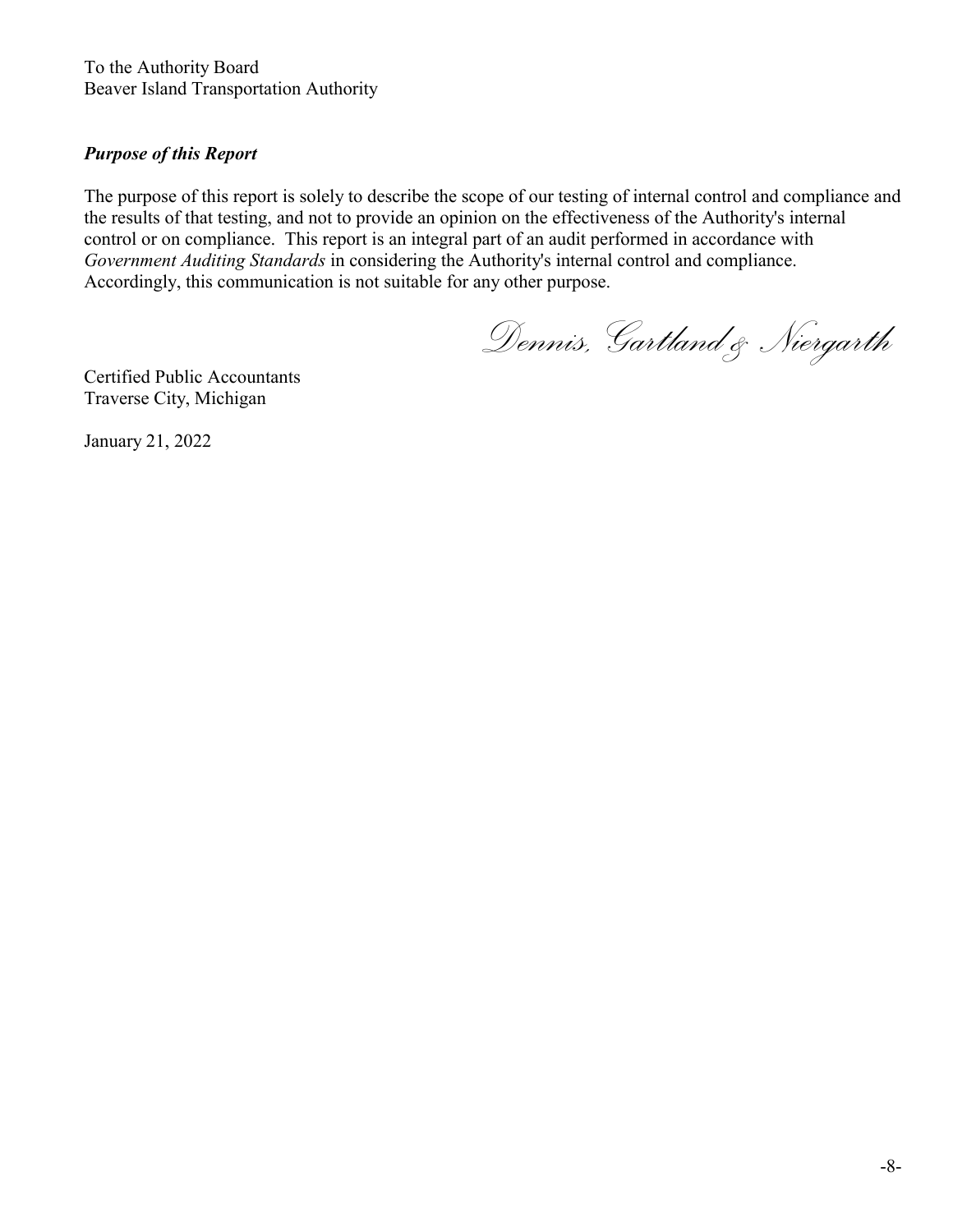To the Authority Board
Beaver Island Transportation Authority

***Purpose of this Report***

The purpose of this report is solely to describe the scope of our testing of internal control and compliance and the results of that testing, and not to provide an opinion on the effectiveness of the Authority's internal control or on compliance. This report is an integral part of an audit performed in accordance with *Government Auditing Standards* in considering the Authority's internal control and compliance. Accordingly, this communication is not suitable for any other purpose.

*Dennis, Gartland & Niergarth*

Certified Public Accountants
Traverse City, Michigan

January 21, 2022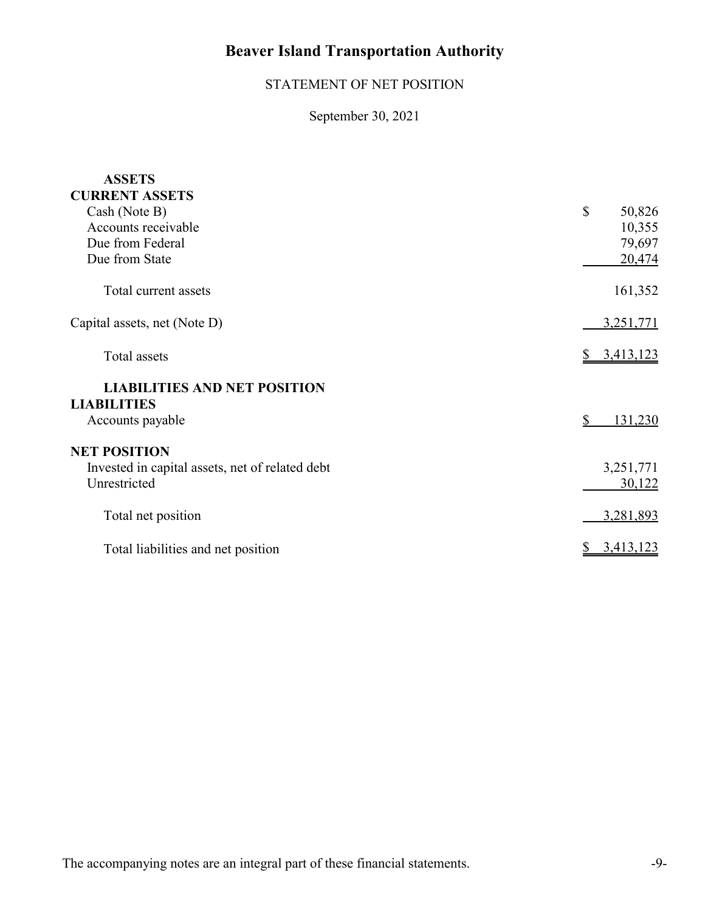# Beaver Island Transportation Authority

## STATEMENT OF NET POSITION

September 30, 2021

| | |
|---|---|
| **ASSETS** | |
| **CURRENT ASSETS** | |
| Cash (Note B) | $ 50,826 |
| Accounts receivable | 10,355 |
| Due from Federal | 79,697 |
| Due from State | 20,474 |
| Total current assets | 161,352 |
| Capital assets, net (Note D) | 3,251,771 |
| Total assets | $ 3,413,123 |
| **LIABILITIES AND NET POSITION** | |
| **LIABILITIES** | |
| Accounts payable | $ 131,230 |
| **NET POSITION** | |
| Invested in capital assets, net of related debt | 3,251,771 |
| Unrestricted | 30,122 |
| Total net position | 3,281,893 |
| Total liabilities and net position | $ 3,413,123 |

The accompanying notes are an integral part of these financial statements.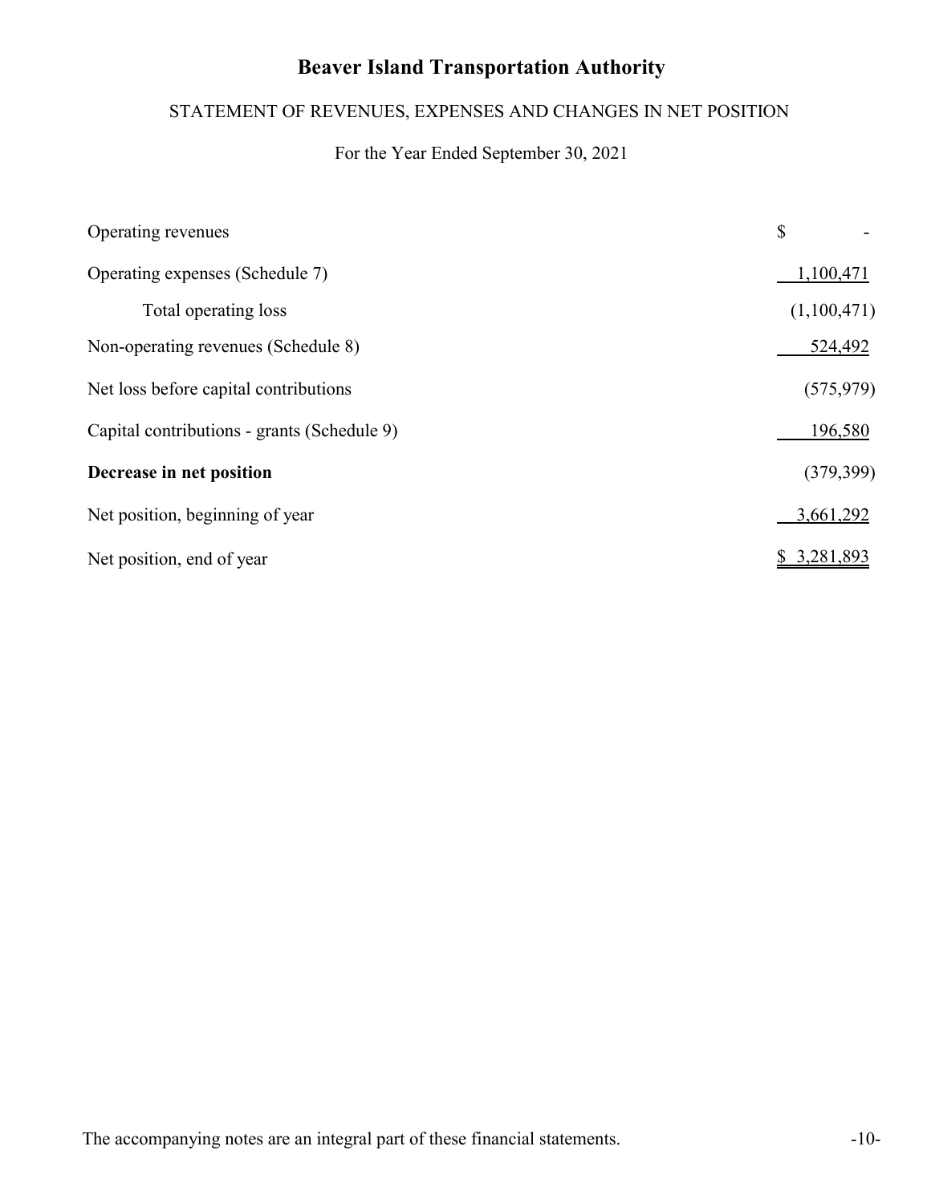# Beaver Island Transportation Authority

## STATEMENT OF REVENUES, EXPENSES AND CHANGES IN NET POSITION

For the Year Ended September 30, 2021

| | |
|---|---|
| Operating revenues | $ - |
| Operating expenses (Schedule 7) | 1,100,471 |
| Total operating loss | (1,100,471) |
| Non-operating revenues (Schedule 8) | 524,492 |
| Net loss before capital contributions | (575,979) |
| Capital contributions - grants (Schedule 9) | 196,580 |
| **Decrease in net position** | (379,399) |
| Net position, beginning of year | 3,661,292 |
| Net position, end of year | $ 3,281,893 |

The accompanying notes are an integral part of these financial statements.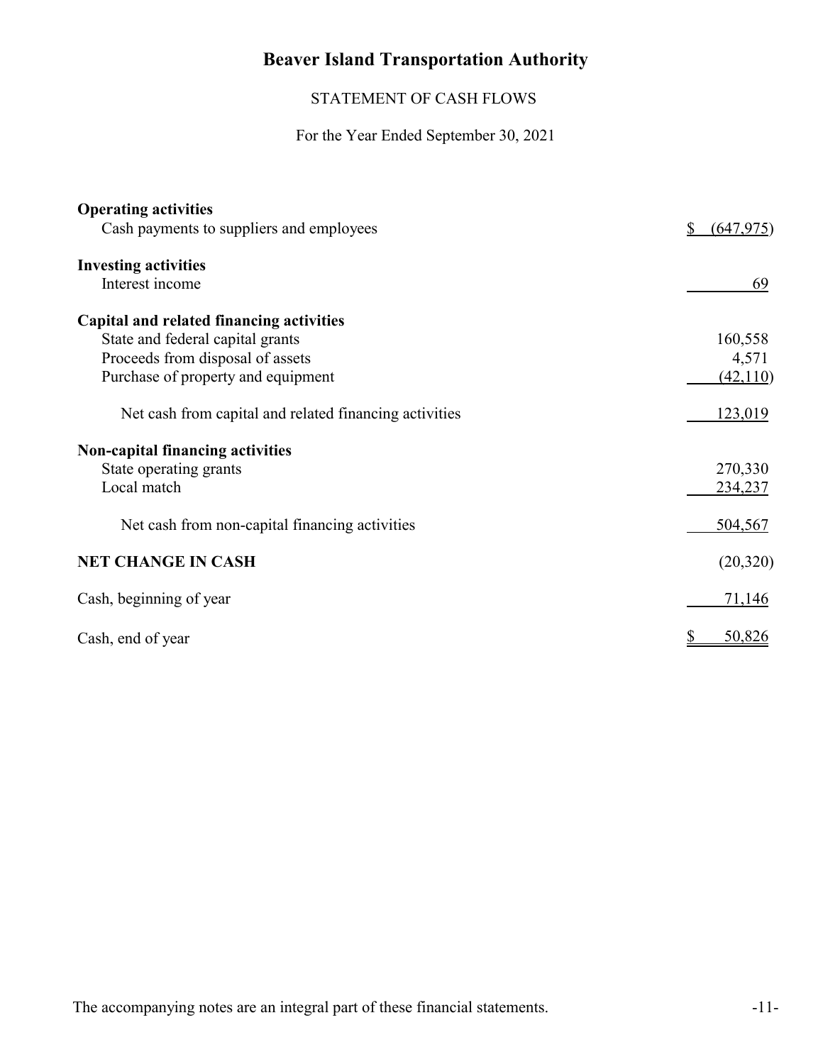# Beaver Island Transportation Authority

## STATEMENT OF CASH FLOWS

For the Year Ended September 30, 2021

| | |
|---|---|
| **Operating activities** | |
| Cash payments to suppliers and employees | $ (647,975) |
| **Investing activities** | |
| Interest income | 69 |
| **Capital and related financing activities** | |
| State and federal capital grants | 160,558 |
| Proceeds from disposal of assets | 4,571 |
| Purchase of property and equipment | (42,110) |
| Net cash from capital and related financing activities | 123,019 |
| **Non-capital financing activities** | |
| State operating grants | 270,330 |
| Local match | 234,237 |
| Net cash from non-capital financing activities | 504,567 |
| **NET CHANGE IN CASH** | (20,320) |
| Cash, beginning of year | 71,146 |
| Cash, end of year | $ 50,826 |

The accompanying notes are an integral part of these financial statements.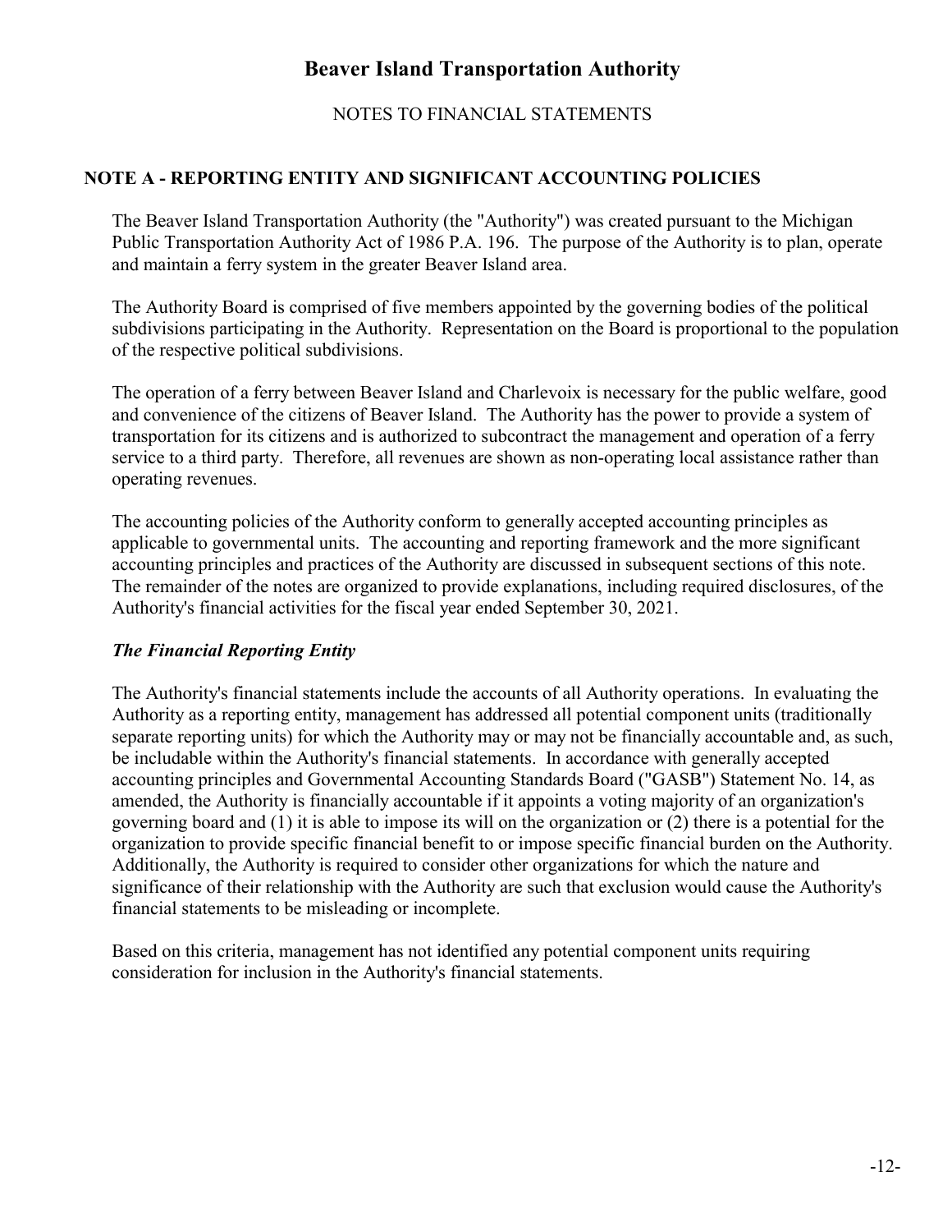# Beaver Island Transportation Authority

NOTES TO FINANCIAL STATEMENTS

## NOTE A - REPORTING ENTITY AND SIGNIFICANT ACCOUNTING POLICIES

The Beaver Island Transportation Authority (the "Authority") was created pursuant to the Michigan Public Transportation Authority Act of 1986 P.A. 196. The purpose of the Authority is to plan, operate and maintain a ferry system in the greater Beaver Island area.

The Authority Board is comprised of five members appointed by the governing bodies of the political subdivisions participating in the Authority. Representation on the Board is proportional to the population of the respective political subdivisions.

The operation of a ferry between Beaver Island and Charlevoix is necessary for the public welfare, good and convenience of the citizens of Beaver Island. The Authority has the power to provide a system of transportation for its citizens and is authorized to subcontract the management and operation of a ferry service to a third party. Therefore, all revenues are shown as non-operating local assistance rather than operating revenues.

The accounting policies of the Authority conform to generally accepted accounting principles as applicable to governmental units. The accounting and reporting framework and the more significant accounting principles and practices of the Authority are discussed in subsequent sections of this note. The remainder of the notes are organized to provide explanations, including required disclosures, of the Authority's financial activities for the fiscal year ended September 30, 2021.

### *The Financial Reporting Entity*

The Authority's financial statements include the accounts of all Authority operations. In evaluating the Authority as a reporting entity, management has addressed all potential component units (traditionally separate reporting units) for which the Authority may or may not be financially accountable and, as such, be includable within the Authority's financial statements. In accordance with generally accepted accounting principles and Governmental Accounting Standards Board ("GASB") Statement No. 14, as amended, the Authority is financially accountable if it appoints a voting majority of an organization's governing board and (1) it is able to impose its will on the organization or (2) there is a potential for the organization to provide specific financial benefit to or impose specific financial burden on the Authority. Additionally, the Authority is required to consider other organizations for which the nature and significance of their relationship with the Authority are such that exclusion would cause the Authority's financial statements to be misleading or incomplete.

Based on this criteria, management has not identified any potential component units requiring consideration for inclusion in the Authority's financial statements.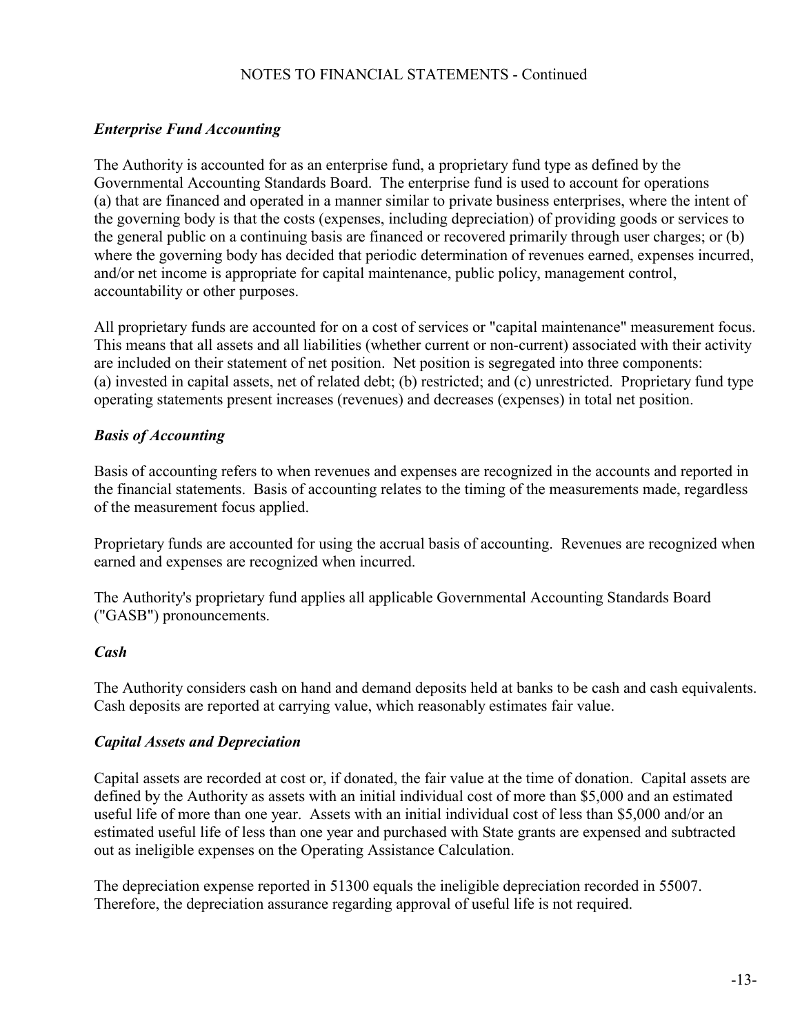NOTES TO FINANCIAL STATEMENTS - Continued

### *Enterprise Fund Accounting*

The Authority is accounted for as an enterprise fund, a proprietary fund type as defined by the Governmental Accounting Standards Board. The enterprise fund is used to account for operations (a) that are financed and operated in a manner similar to private business enterprises, where the intent of the governing body is that the costs (expenses, including depreciation) of providing goods or services to the general public on a continuing basis are financed or recovered primarily through user charges; or (b) where the governing body has decided that periodic determination of revenues earned, expenses incurred, and/or net income is appropriate for capital maintenance, public policy, management control, accountability or other purposes.

All proprietary funds are accounted for on a cost of services or "capital maintenance" measurement focus. This means that all assets and all liabilities (whether current or non-current) associated with their activity are included on their statement of net position. Net position is segregated into three components: (a) invested in capital assets, net of related debt; (b) restricted; and (c) unrestricted. Proprietary fund type operating statements present increases (revenues) and decreases (expenses) in total net position.

### *Basis of Accounting*

Basis of accounting refers to when revenues and expenses are recognized in the accounts and reported in the financial statements. Basis of accounting relates to the timing of the measurements made, regardless of the measurement focus applied.

Proprietary funds are accounted for using the accrual basis of accounting. Revenues are recognized when earned and expenses are recognized when incurred.

The Authority's proprietary fund applies all applicable Governmental Accounting Standards Board ("GASB") pronouncements.

### *Cash*

The Authority considers cash on hand and demand deposits held at banks to be cash and cash equivalents. Cash deposits are reported at carrying value, which reasonably estimates fair value.

### *Capital Assets and Depreciation*

Capital assets are recorded at cost or, if donated, the fair value at the time of donation. Capital assets are defined by the Authority as assets with an initial individual cost of more than $5,000 and an estimated useful life of more than one year. Assets with an initial individual cost of less than $5,000 and/or an estimated useful life of less than one year and purchased with State grants are expensed and subtracted out as ineligible expenses on the Operating Assistance Calculation.

The depreciation expense reported in 51300 equals the ineligible depreciation recorded in 55007. Therefore, the depreciation assurance regarding approval of useful life is not required.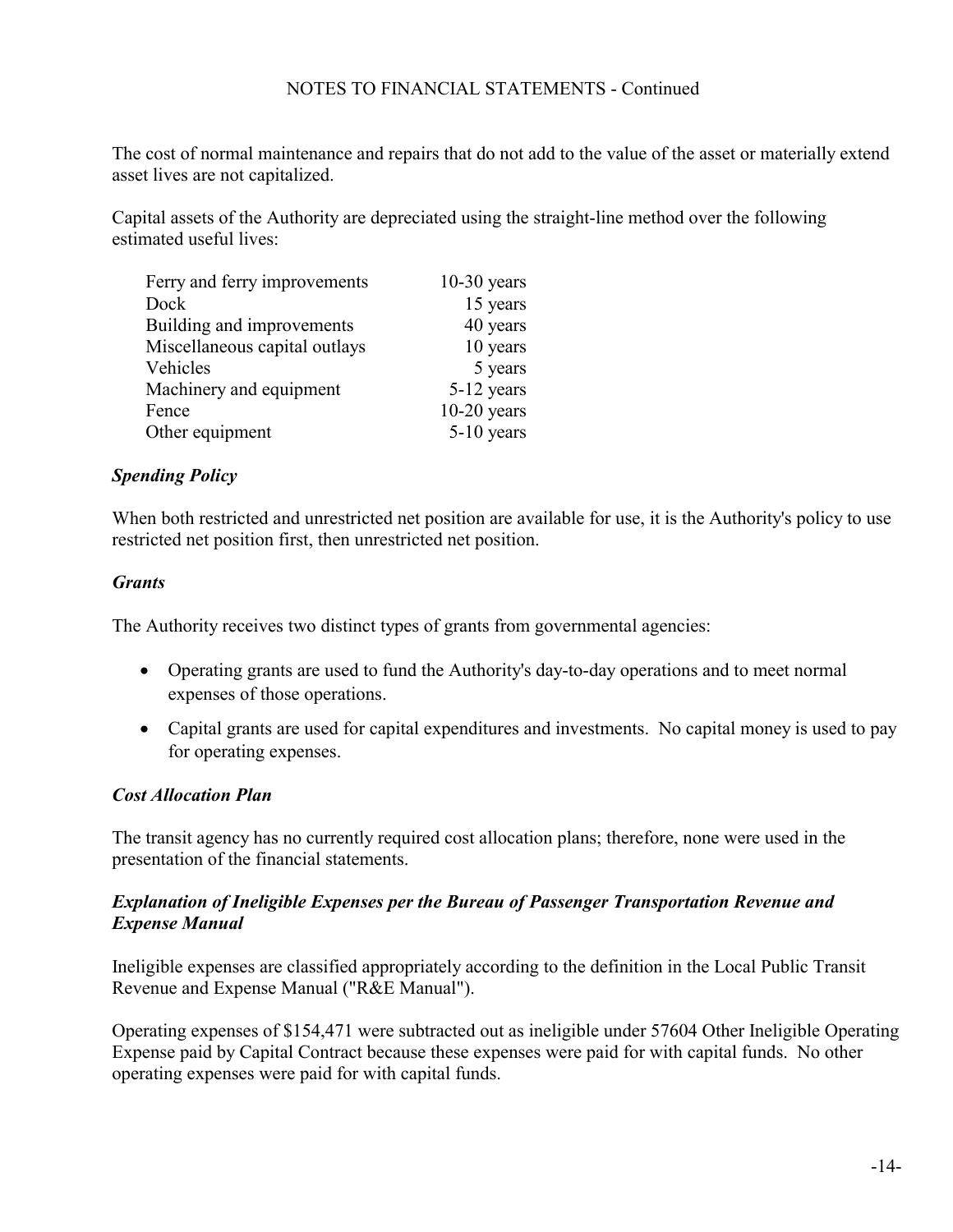NOTES TO FINANCIAL STATEMENTS - Continued

The cost of normal maintenance and repairs that do not add to the value of the asset or materially extend asset lives are not capitalized.

Capital assets of the Authority are depreciated using the straight-line method over the following estimated useful lives:

| | |
|---|---|
| Ferry and ferry improvements | 10-30 years |
| Dock | 15 years |
| Building and improvements | 40 years |
| Miscellaneous capital outlays | 10 years |
| Vehicles | 5 years |
| Machinery and equipment | 5-12 years |
| Fence | 10-20 years |
| Other equipment | 5-10 years |

***Spending Policy***

When both restricted and unrestricted net position are available for use, it is the Authority's policy to use restricted net position first, then unrestricted net position.

***Grants***

The Authority receives two distinct types of grants from governmental agencies:

- Operating grants are used to fund the Authority's day-to-day operations and to meet normal expenses of those operations.
- Capital grants are used for capital expenditures and investments. No capital money is used to pay for operating expenses.

***Cost Allocation Plan***

The transit agency has no currently required cost allocation plans; therefore, none were used in the presentation of the financial statements.

***Explanation of Ineligible Expenses per the Bureau of Passenger Transportation Revenue and Expense Manual***

Ineligible expenses are classified appropriately according to the definition in the Local Public Transit Revenue and Expense Manual ("R&E Manual").

Operating expenses of $154,471 were subtracted out as ineligible under 57604 Other Ineligible Operating Expense paid by Capital Contract because these expenses were paid for with capital funds. No other operating expenses were paid for with capital funds.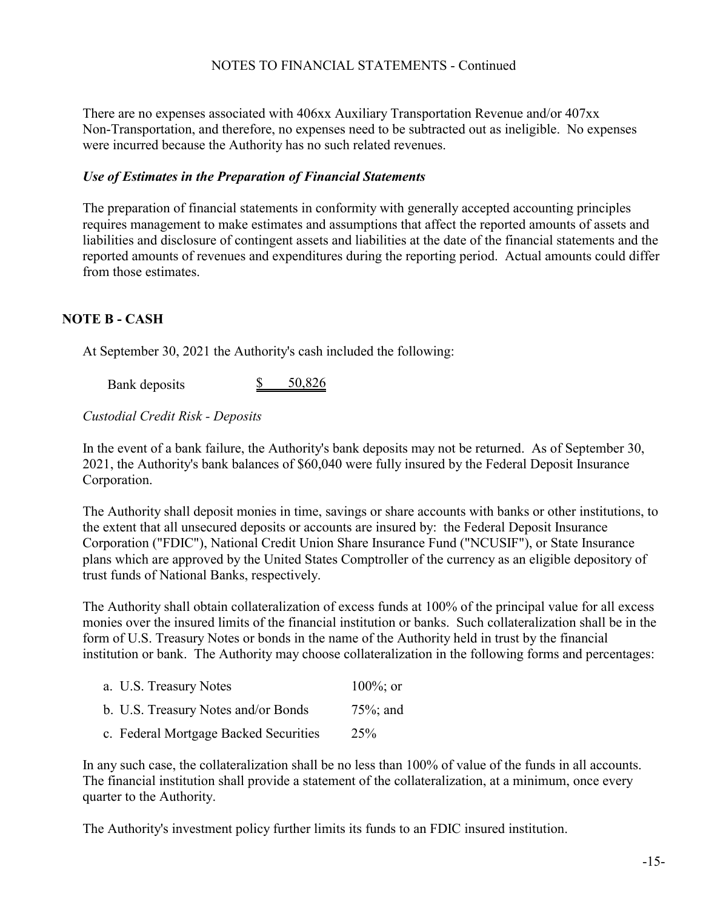NOTES TO FINANCIAL STATEMENTS - Continued

There are no expenses associated with 406xx Auxiliary Transportation Revenue and/or 407xx Non-Transportation, and therefore, no expenses need to be subtracted out as ineligible. No expenses were incurred because the Authority has no such related revenues.

***Use of Estimates in the Preparation of Financial Statements***

The preparation of financial statements in conformity with generally accepted accounting principles requires management to make estimates and assumptions that affect the reported amounts of assets and liabilities and disclosure of contingent assets and liabilities at the date of the financial statements and the reported amounts of revenues and expenditures during the reporting period. Actual amounts could differ from those estimates.

## NOTE B - CASH

At September 30, 2021 the Authority's cash included the following:

| | |
|---|---|
| Bank deposits | $ 50,826 |

*Custodial Credit Risk - Deposits*

In the event of a bank failure, the Authority's bank deposits may not be returned. As of September 30, 2021, the Authority's bank balances of $60,040 were fully insured by the Federal Deposit Insurance Corporation.

The Authority shall deposit monies in time, savings or share accounts with banks or other institutions, to the extent that all unsecured deposits or accounts are insured by: the Federal Deposit Insurance Corporation ("FDIC"), National Credit Union Share Insurance Fund ("NCUSIF"), or State Insurance plans which are approved by the United States Comptroller of the currency as an eligible depository of trust funds of National Banks, respectively.

The Authority shall obtain collateralization of excess funds at 100% of the principal value for all excess monies over the insured limits of the financial institution or banks. Such collateralization shall be in the form of U.S. Treasury Notes or bonds in the name of the Authority held in trust by the financial institution or bank. The Authority may choose collateralization in the following forms and percentages:

| | |
|---|---|
| a. U.S. Treasury Notes | 100%; or |
| b. U.S. Treasury Notes and/or Bonds | 75%; and |
| c. Federal Mortgage Backed Securities | 25% |

In any such case, the collateralization shall be no less than 100% of value of the funds in all accounts. The financial institution shall provide a statement of the collateralization, at a minimum, once every quarter to the Authority.

The Authority's investment policy further limits its funds to an FDIC insured institution.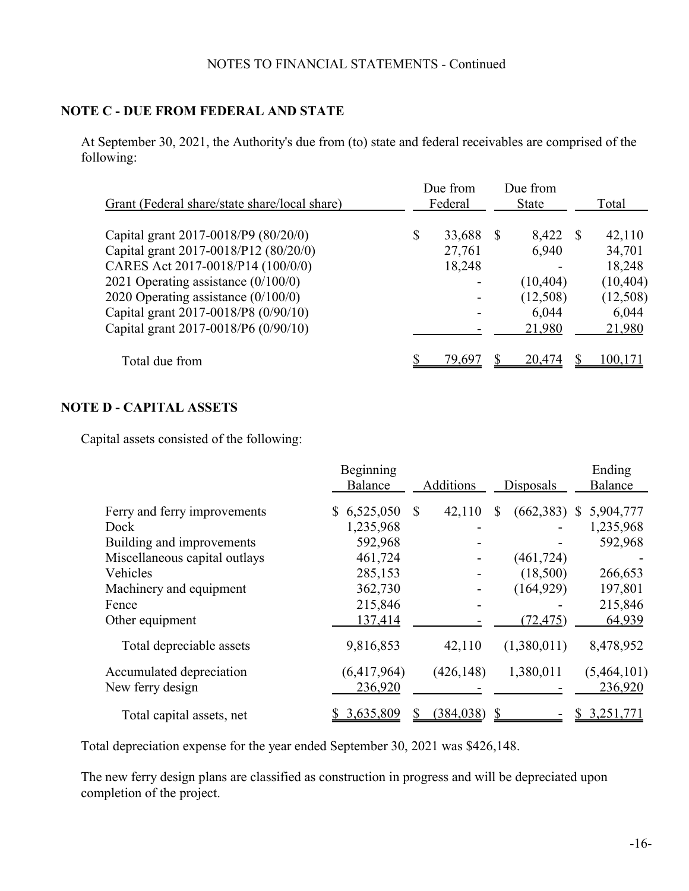NOTES TO FINANCIAL STATEMENTS - Continued

## NOTE C - DUE FROM FEDERAL AND STATE

At September 30, 2021, the Authority's due from (to) state and federal receivables are comprised of the following:

| Grant (Federal share/state share/local share) | Due from Federal | Due from State | Total |
|---|---|---|---|
| Capital grant 2017-0018/P9 (80/20/0) | $ 33,688 | $ 8,422 | $ 42,110 |
| Capital grant 2017-0018/P12 (80/20/0) | 27,761 | 6,940 | 34,701 |
| CARES Act 2017-0018/P14 (100/0/0) | 18,248 | - | 18,248 |
| 2021 Operating assistance (0/100/0) | - | (10,404) | (10,404) |
| 2020 Operating assistance (0/100/0) | - | (12,508) | (12,508) |
| Capital grant 2017-0018/P8 (0/90/10) | - | 6,044 | 6,044 |
| Capital grant 2017-0018/P6 (0/90/10) | - | 21,980 | 21,980 |
| Total due from | $ 79,697 | $ 20,474 | $ 100,171 |

## NOTE D - CAPITAL ASSETS

Capital assets consisted of the following:

| | Beginning Balance | Additions | Disposals | Ending Balance |
|---|---|---|---|---|
| Ferry and ferry improvements | $ 6,525,050 | $ 42,110 | $ (662,383) | $ 5,904,777 |
| Dock | 1,235,968 | - | - | 1,235,968 |
| Building and improvements | 592,968 | - | - | 592,968 |
| Miscellaneous capital outlays | 461,724 | - | (461,724) | - |
| Vehicles | 285,153 | - | (18,500) | 266,653 |
| Machinery and equipment | 362,730 | - | (164,929) | 197,801 |
| Fence | 215,846 | - | - | 215,846 |
| Other equipment | 137,414 | - | (72,475) | 64,939 |
| Total depreciable assets | 9,816,853 | 42,110 | (1,380,011) | 8,478,952 |
| Accumulated depreciation | (6,417,964) | (426,148) | 1,380,011 | (5,464,101) |
| New ferry design | 236,920 | - | - | 236,920 |
| Total capital assets, net | $ 3,635,809 | $ (384,038) | $ - | $ 3,251,771 |

Total depreciation expense for the year ended September 30, 2021 was $426,148.

The new ferry design plans are classified as construction in progress and will be depreciated upon completion of the project.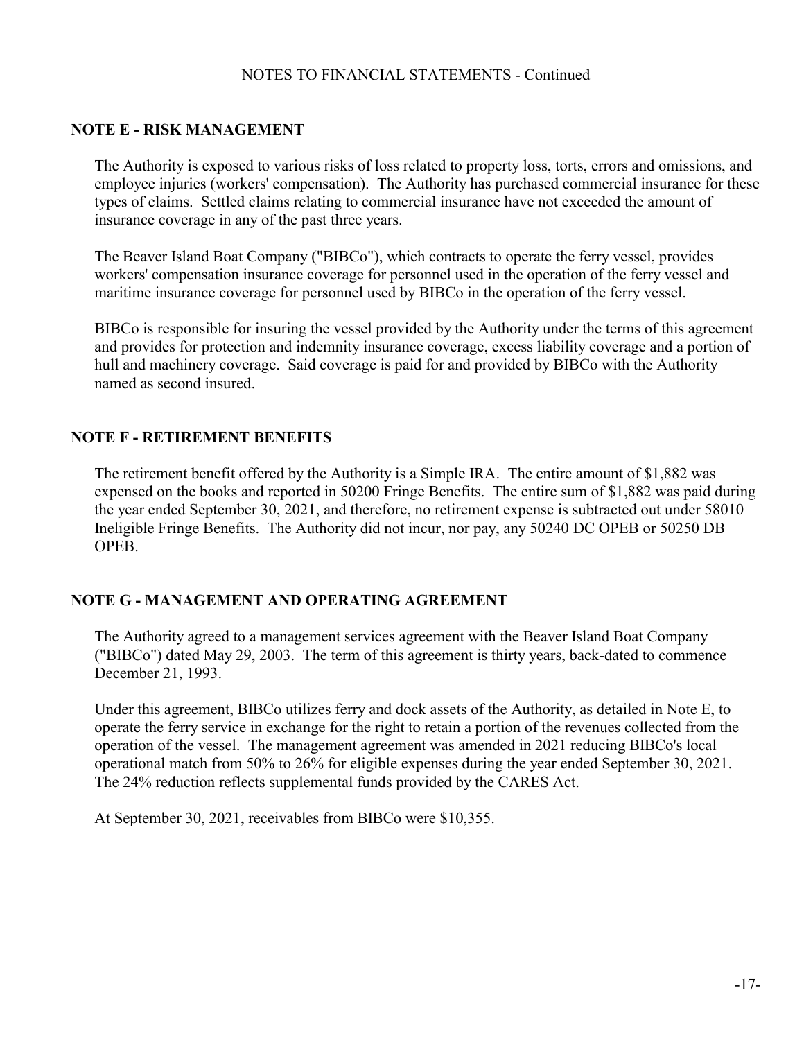## NOTE E - RISK MANAGEMENT

The Authority is exposed to various risks of loss related to property loss, torts, errors and omissions, and employee injuries (workers' compensation). The Authority has purchased commercial insurance for these types of claims. Settled claims relating to commercial insurance have not exceeded the amount of insurance coverage in any of the past three years.

The Beaver Island Boat Company ("BIBCo"), which contracts to operate the ferry vessel, provides workers' compensation insurance coverage for personnel used in the operation of the ferry vessel and maritime insurance coverage for personnel used by BIBCo in the operation of the ferry vessel.

BIBCo is responsible for insuring the vessel provided by the Authority under the terms of this agreement and provides for protection and indemnity insurance coverage, excess liability coverage and a portion of hull and machinery coverage. Said coverage is paid for and provided by BIBCo with the Authority named as second insured.

## NOTE F - RETIREMENT BENEFITS

The retirement benefit offered by the Authority is a Simple IRA. The entire amount of $1,882 was expensed on the books and reported in 50200 Fringe Benefits. The entire sum of $1,882 was paid during the year ended September 30, 2021, and therefore, no retirement expense is subtracted out under 58010 Ineligible Fringe Benefits. The Authority did not incur, nor pay, any 50240 DC OPEB or 50250 DB OPEB.

## NOTE G - MANAGEMENT AND OPERATING AGREEMENT

The Authority agreed to a management services agreement with the Beaver Island Boat Company ("BIBCo") dated May 29, 2003. The term of this agreement is thirty years, back-dated to commence December 21, 1993.

Under this agreement, BIBCo utilizes ferry and dock assets of the Authority, as detailed in Note E, to operate the ferry service in exchange for the right to retain a portion of the revenues collected from the operation of the vessel. The management agreement was amended in 2021 reducing BIBCo's local operational match from 50% to 26% for eligible expenses during the year ended September 30, 2021. The 24% reduction reflects supplemental funds provided by the CARES Act.

At September 30, 2021, receivables from BIBCo were $10,355.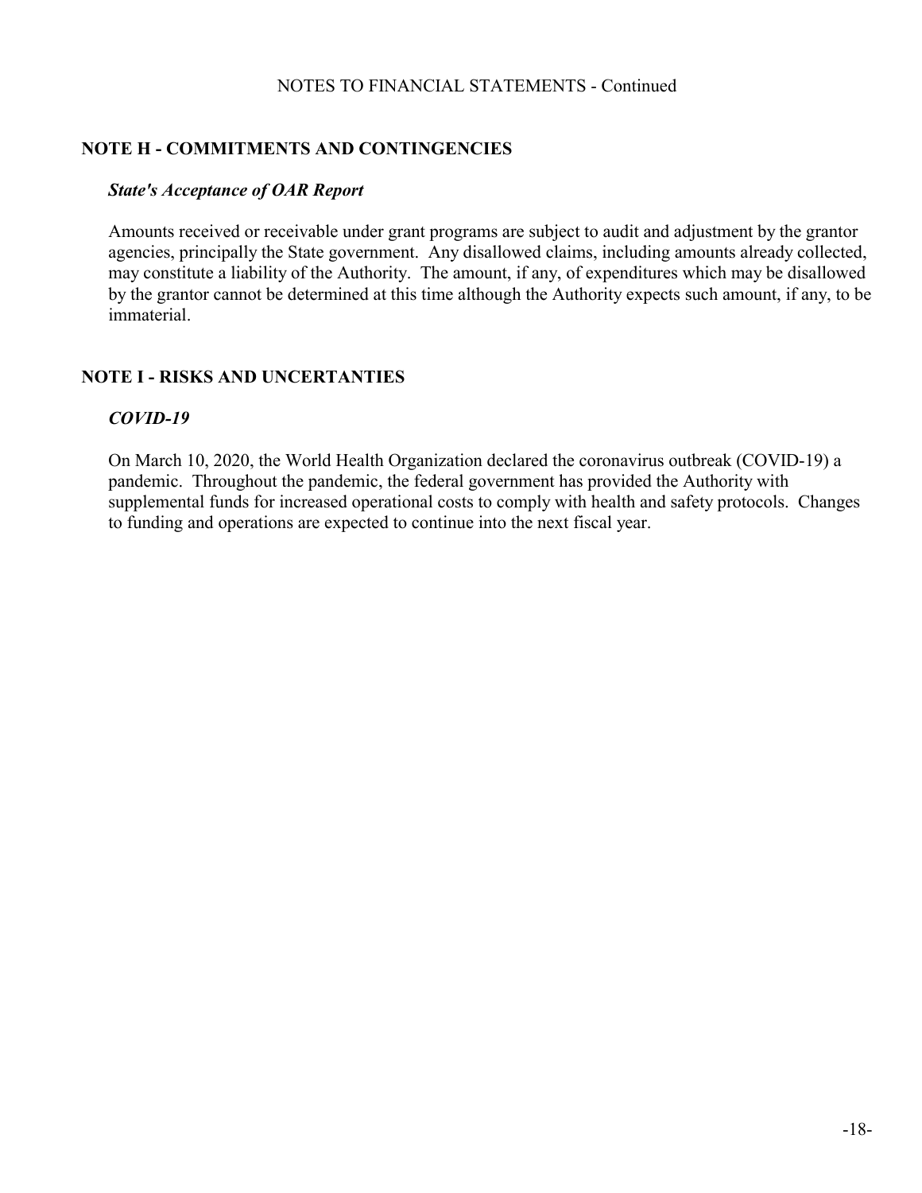## NOTE H - COMMITMENTS AND CONTINGENCIES

***State's Acceptance of OAR Report***

Amounts received or receivable under grant programs are subject to audit and adjustment by the grantor agencies, principally the State government. Any disallowed claims, including amounts already collected, may constitute a liability of the Authority. The amount, if any, of expenditures which may be disallowed by the grantor cannot be determined at this time although the Authority expects such amount, if any, to be immaterial.

## NOTE I - RISKS AND UNCERTANTIES

***COVID-19***

On March 10, 2020, the World Health Organization declared the coronavirus outbreak (COVID-19) a pandemic. Throughout the pandemic, the federal government has provided the Authority with supplemental funds for increased operational costs to comply with health and safety protocols. Changes to funding and operations are expected to continue into the next fiscal year.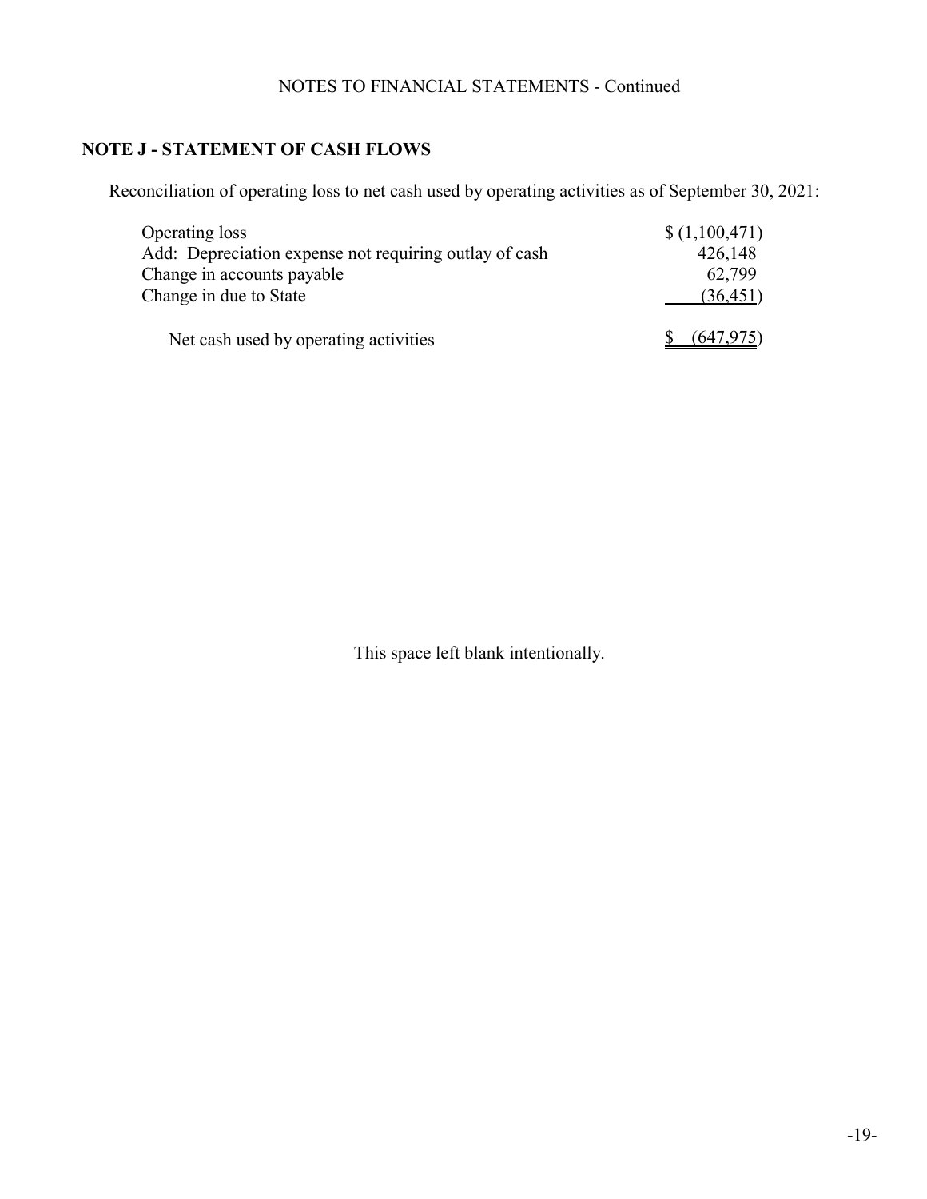NOTES TO FINANCIAL STATEMENTS - Continued

## NOTE J - STATEMENT OF CASH FLOWS

Reconciliation of operating loss to net cash used by operating activities as of September 30, 2021:

| | |
|---|---|
| Operating loss | $ (1,100,471) |
| Add: Depreciation expense not requiring outlay of cash | 426,148 |
| Change in accounts payable | 62,799 |
| Change in due to State | (36,451) |
| Net cash used by operating activities | $ (647,975) |

This space left blank intentionally.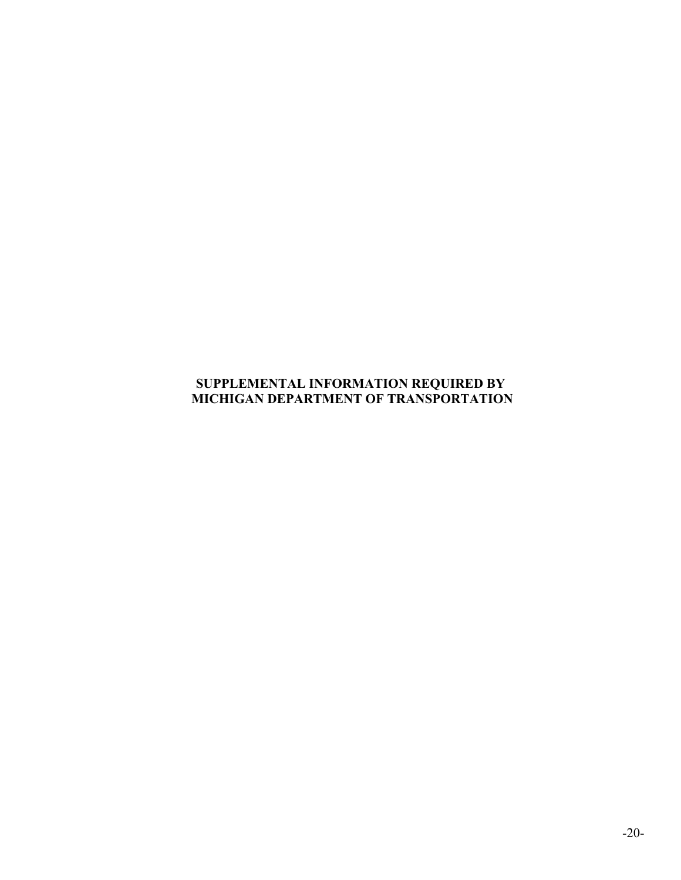# SUPPLEMENTAL INFORMATION REQUIRED BY MICHIGAN DEPARTMENT OF TRANSPORTATION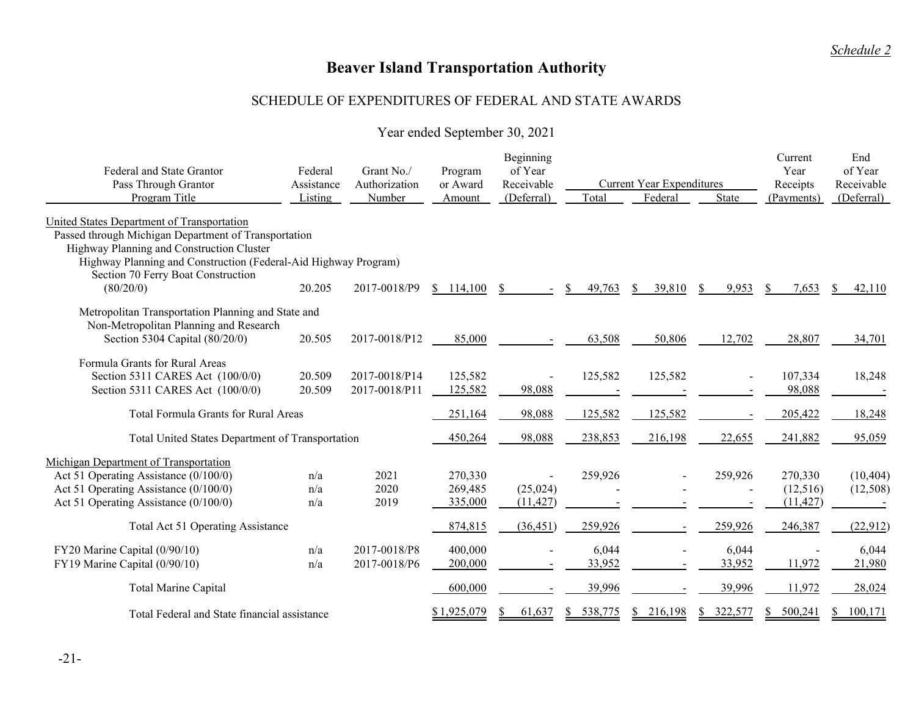*Schedule 2*

# Beaver Island Transportation Authority

## SCHEDULE OF EXPENDITURES OF FEDERAL AND STATE AWARDS

Year ended September 30, 2021

| Federal and State Grantor Pass Through Grantor Program Title | Federal Assistance Listing | Grant No./ Authorization Number | Program or Award Amount | Beginning of Year Receivable (Deferral) | Current Year Expenditures Total | Federal | State | Current Year Receipts (Payments) | End of Year Receivable (Deferral) |
|---|---|---|---|---|---|---|---|---|---|
| United States Department of Transportation | | | | | | | | | |
| Passed through Michigan Department of Transportation | | | | | | | | | |
| Highway Planning and Construction Cluster | | | | | | | | | |
| Highway Planning and Construction (Federal-Aid Highway Program) | | | | | | | | | |
| Section 70 Ferry Boat Construction (80/20/0) | 20.205 | 2017-0018/P9 | $ 114,100 | $ - | $ 49,763 | $ 39,810 | $ 9,953 | $ 7,653 | $ 42,110 |
| Metropolitan Transportation Planning and State and Non-Metropolitan Planning and Research | | | | | | | | | |
| Section 5304 Capital (80/20/0) | 20.505 | 2017-0018/P12 | 85,000 | - | 63,508 | 50,806 | 12,702 | 28,807 | 34,701 |
| Formula Grants for Rural Areas | | | | | | | | | |
| Section 5311 CARES Act (100/0/0) | 20.509 | 2017-0018/P14 | 125,582 | - | 125,582 | 125,582 | - | 107,334 | 18,248 |
| Section 5311 CARES Act (100/0/0) | 20.509 | 2017-0018/P11 | 125,582 | 98,088 | - | - | - | 98,088 | - |
| Total Formula Grants for Rural Areas | | | 251,164 | 98,088 | 125,582 | 125,582 | - | 205,422 | 18,248 |
| Total United States Department of Transportation | | | 450,264 | 98,088 | 238,853 | 216,198 | 22,655 | 241,882 | 95,059 |
| Michigan Department of Transportation | | | | | | | | | |
| Act 51 Operating Assistance (0/100/0) | n/a | 2021 | 270,330 | - | 259,926 | - | 259,926 | 270,330 | (10,404) |
| Act 51 Operating Assistance (0/100/0) | n/a | 2020 | 269,485 | (25,024) | - | - | - | (12,516) | (12,508) |
| Act 51 Operating Assistance (0/100/0) | n/a | 2019 | 335,000 | (11,427) | - | - | - | (11,427) | - |
| Total Act 51 Operating Assistance | | | 874,815 | (36,451) | 259,926 | - | 259,926 | 246,387 | (22,912) |
| FY20 Marine Capital (0/90/10) | n/a | 2017-0018/P8 | 400,000 | - | 6,044 | - | 6,044 | - | 6,044 |
| FY19 Marine Capital (0/90/10) | n/a | 2017-0018/P6 | 200,000 | - | 33,952 | - | 33,952 | 11,972 | 21,980 |
| Total Marine Capital | | | 600,000 | - | 39,996 | - | 39,996 | 11,972 | 28,024 |
| Total Federal and State financial assistance | | | $ 1,925,079 | $ 61,637 | $ 538,775 | $ 216,198 | $ 322,577 | $ 500,241 | $ 100,171 |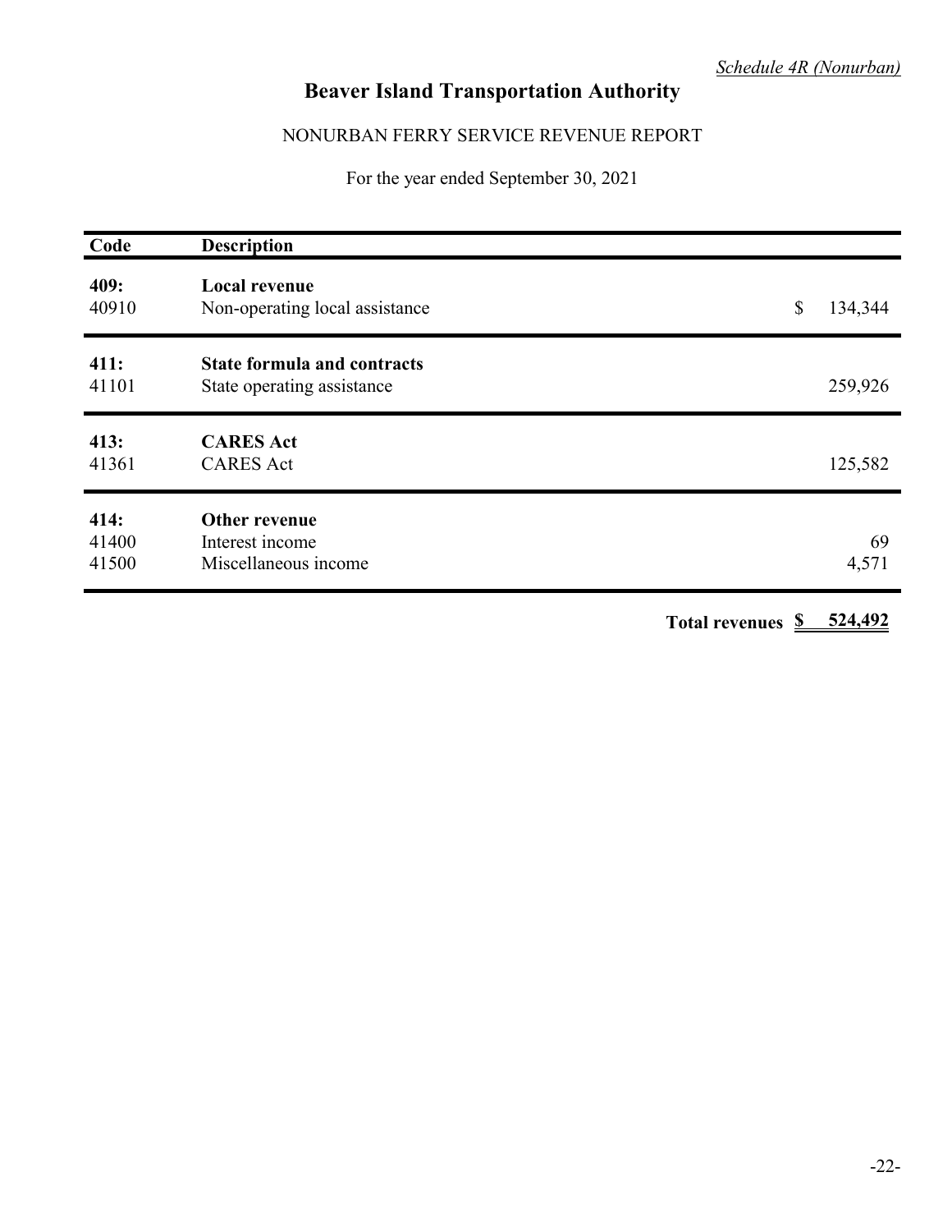*Schedule 4R (Nonurban)*

# Beaver Island Transportation Authority

## NONURBAN FERRY SERVICE REVENUE REPORT

For the year ended September 30, 2021

| Code | Description | |
|---|---|---|
| **409:** | **Local revenue** | |
| 40910 | Non-operating local assistance | $ 134,344 |
| **411:** | **State formula and contracts** | |
| 41101 | State operating assistance | 259,926 |
| **413:** | **CARES Act** | |
| 41361 | CARES Act | 125,582 |
| **414:** | **Other revenue** | |
| 41400 | Interest income | 69 |
| 41500 | Miscellaneous income | 4,571 |
| | **Total revenues** | **$ 524,492** |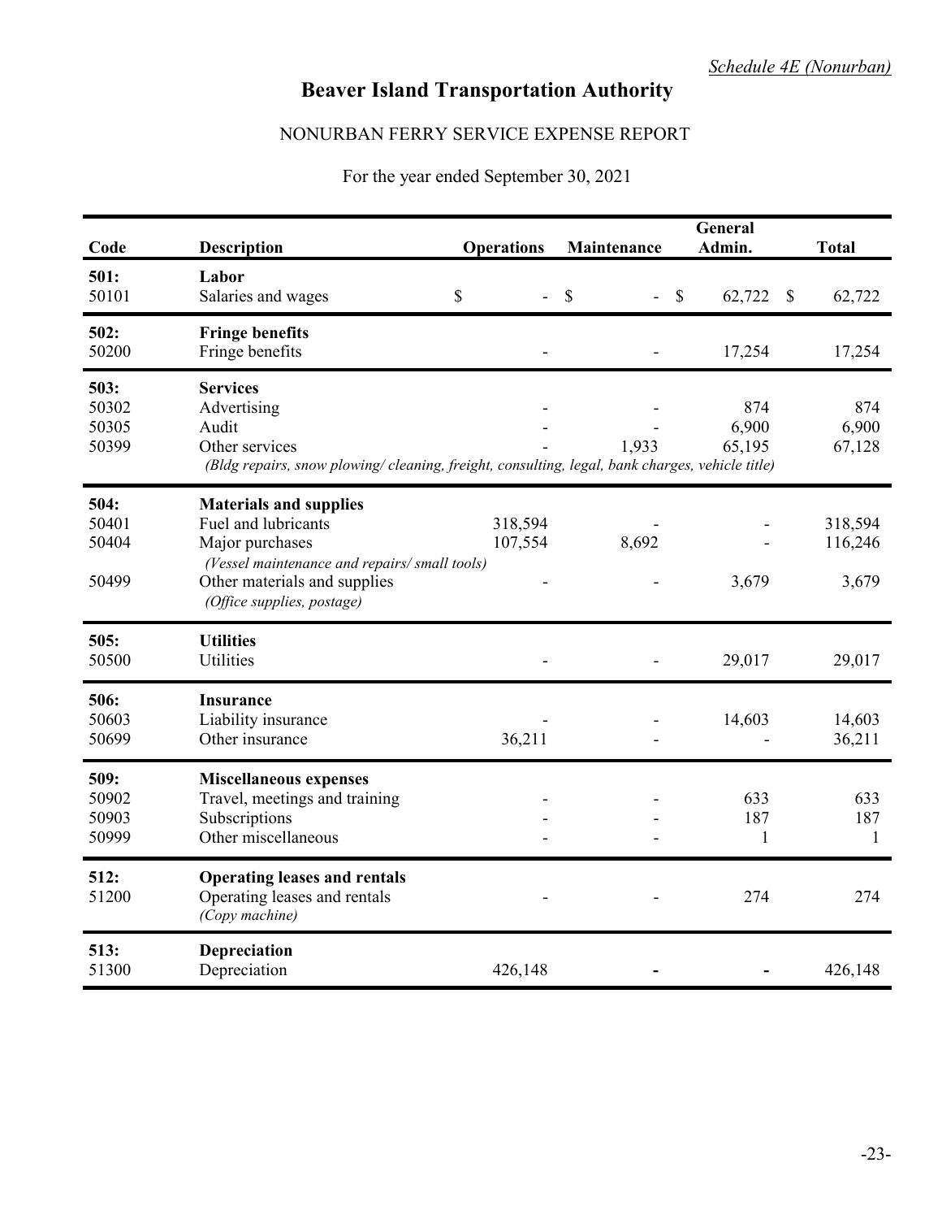*Schedule 4E (Nonurban)*

# Beaver Island Transportation Authority

## NONURBAN FERRY SERVICE EXPENSE REPORT

For the year ended September 30, 2021

| Code | Description | Operations | Maintenance | General Admin. | Total |
|---|---|---|---|---|---|
| **501:** | **Labor** | | | | |
| 50101 | Salaries and wages | $ - | $ - | $ 62,722 | $ 62,722 |
| **502:** | **Fringe benefits** | | | | |
| 50200 | Fringe benefits | - | - | 17,254 | 17,254 |
| **503:** | **Services** | | | | |
| 50302 | Advertising | - | - | 874 | 874 |
| 50305 | Audit | - | - | 6,900 | 6,900 |
| 50399 | Other services | - | 1,933 | 65,195 | 67,128 |
| | *(Bldg repairs, snow plowing/ cleaning, freight, consulting, legal, bank charges, vehicle title)* | | | | |
| **504:** | **Materials and supplies** | | | | |
| 50401 | Fuel and lubricants | 318,594 | - | - | 318,594 |
| 50404 | Major purchases | 107,554 | 8,692 | - | 116,246 |
| | *(Vessel maintenance and repairs/ small tools)* | | | | |
| 50499 | Other materials and supplies | - | - | 3,679 | 3,679 |
| | *(Office supplies, postage)* | | | | |
| **505:** | **Utilities** | | | | |
| 50500 | Utilities | - | - | 29,017 | 29,017 |
| **506:** | **Insurance** | | | | |
| 50603 | Liability insurance | - | - | 14,603 | 14,603 |
| 50699 | Other insurance | 36,211 | - | - | 36,211 |
| **509:** | **Miscellaneous expenses** | | | | |
| 50902 | Travel, meetings and training | - | - | 633 | 633 |
| 50903 | Subscriptions | - | - | 187 | 187 |
| 50999 | Other miscellaneous | - | - | 1 | 1 |
| **512:** | **Operating leases and rentals** | | | | |
| 51200 | Operating leases and rentals | - | - | 274 | 274 |
| | *(Copy machine)* | | | | |
| **513:** | **Depreciation** | | | | |
| 51300 | Depreciation | 426,148 | - | - | 426,148 |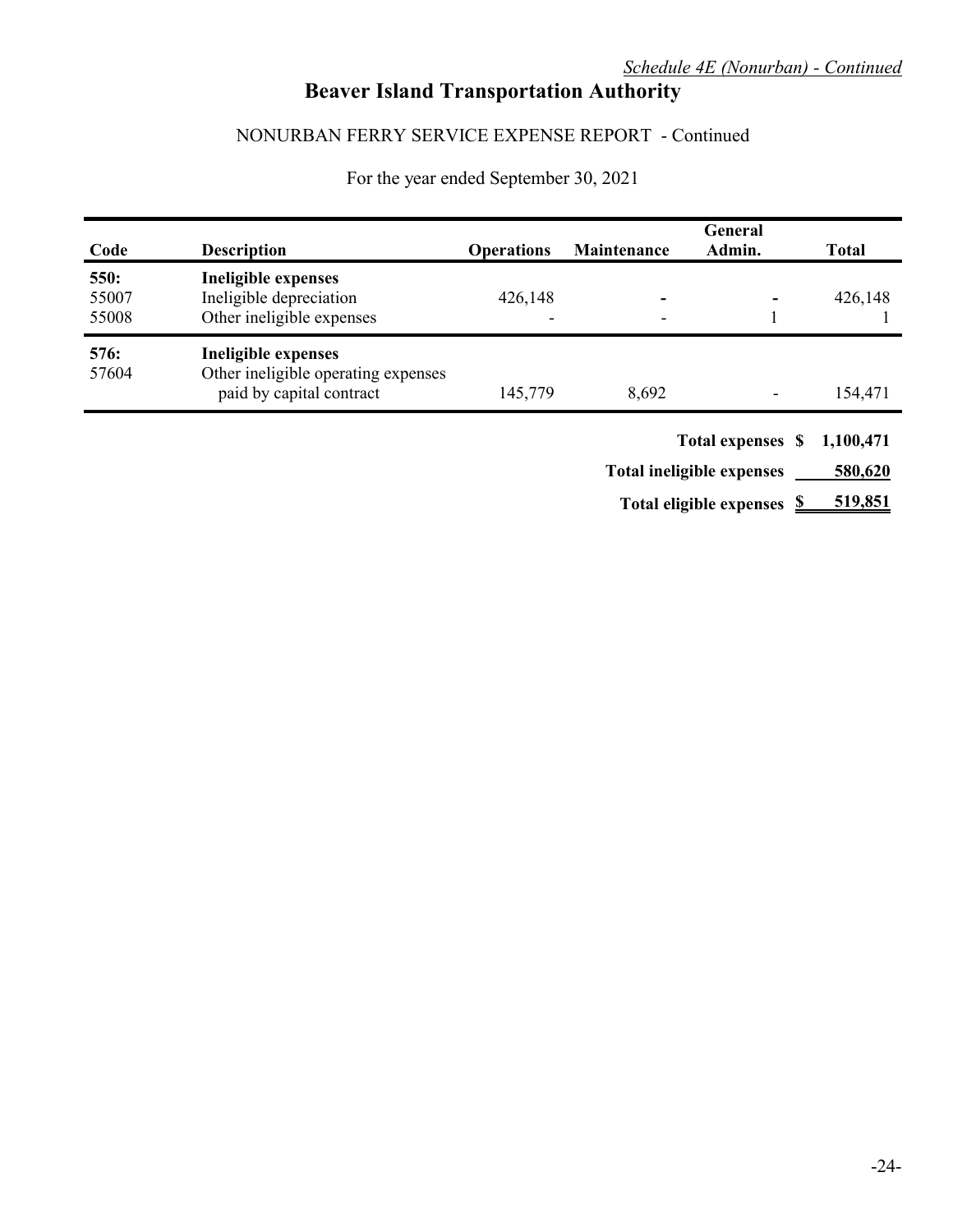*Schedule 4E (Nonurban) - Continued*

# Beaver Island Transportation Authority

## NONURBAN FERRY SERVICE EXPENSE REPORT - Continued

For the year ended September 30, 2021

| Code | Description | Operations | Maintenance | General Admin. | Total |
|---|---|---|---|---|---|
| **550:** | **Ineligible expenses** | | | | |
| 55007 | Ineligible depreciation | 426,148 | - | - | 426,148 |
| 55008 | Other ineligible expenses | - | - | 1 | 1 |
| **576:** | **Ineligible expenses** | | | | |
| 57604 | Other ineligible operating expenses paid by capital contract | 145,779 | 8,692 | - | 154,471 |

| | |
|---|---|
| **Total expenses** | **$ 1,100,471** |
| **Total ineligible expenses** | **580,620** |
| **Total eligible expenses** | **$ 519,851** |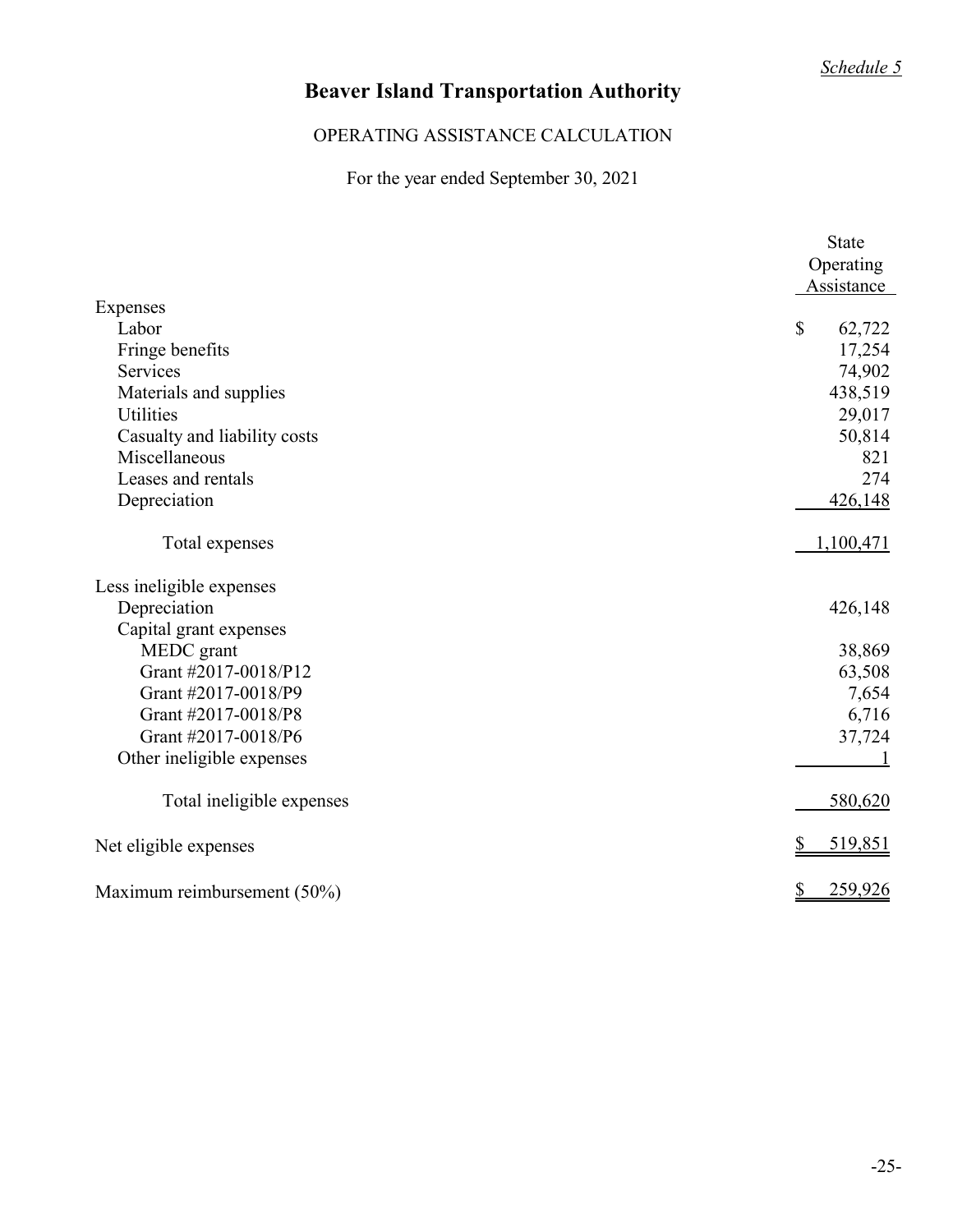*Schedule 5*

# Beaver Island Transportation Authority

## OPERATING ASSISTANCE CALCULATION

For the year ended September 30, 2021

| | State Operating Assistance |
|---|---|
| **Expenses** | |
| Labor | $ 62,722 |
| Fringe benefits | 17,254 |
| Services | 74,902 |
| Materials and supplies | 438,519 |
| Utilities | 29,017 |
| Casualty and liability costs | 50,814 |
| Miscellaneous | 821 |
| Leases and rentals | 274 |
| Depreciation | 426,148 |
| Total expenses | 1,100,471 |
| **Less ineligible expenses** | |
| Depreciation | 426,148 |
| Capital grant expenses | |
| MEDC grant | 38,869 |
| Grant #2017-0018/P12 | 63,508 |
| Grant #2017-0018/P9 | 7,654 |
| Grant #2017-0018/P8 | 6,716 |
| Grant #2017-0018/P6 | 37,724 |
| Other ineligible expenses | 1 |
| Total ineligible expenses | 580,620 |
| Net eligible expenses | $ 519,851 |
| Maximum reimbursement (50%) | $ 259,926 |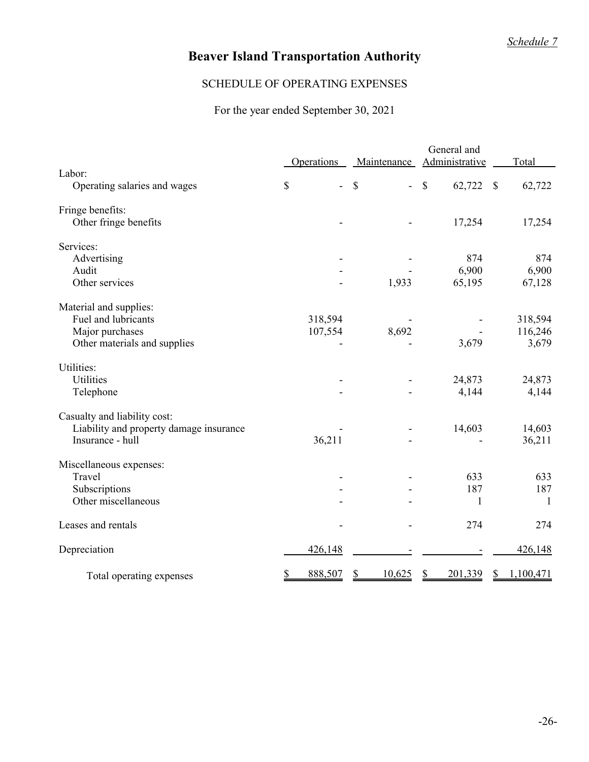*Schedule 7*

# Beaver Island Transportation Authority

## SCHEDULE OF OPERATING EXPENSES

For the year ended September 30, 2021

| | Operations | Maintenance | General and Administrative | Total |
|---|---|---|---|---|
| Labor: | | | | |
| Operating salaries and wages | $ - | $ - | $ 62,722 | $ 62,722 |
| Fringe benefits: | | | | |
| Other fringe benefits | - | - | 17,254 | 17,254 |
| Services: | | | | |
| Advertising | - | - | 874 | 874 |
| Audit | - | - | 6,900 | 6,900 |
| Other services | - | 1,933 | 65,195 | 67,128 |
| Material and supplies: | | | | |
| Fuel and lubricants | 318,594 | - | - | 318,594 |
| Major purchases | 107,554 | 8,692 | - | 116,246 |
| Other materials and supplies | - | - | 3,679 | 3,679 |
| Utilities: | | | | |
| Utilities | - | - | 24,873 | 24,873 |
| Telephone | - | - | 4,144 | 4,144 |
| Casualty and liability cost: | | | | |
| Liability and property damage insurance | - | - | 14,603 | 14,603 |
| Insurance - hull | 36,211 | - | - | 36,211 |
| Miscellaneous expenses: | | | | |
| Travel | - | - | 633 | 633 |
| Subscriptions | - | - | 187 | 187 |
| Other miscellaneous | - | - | 1 | 1 |
| Leases and rentals | - | - | 274 | 274 |
| Depreciation | 426,148 | - | - | 426,148 |
| Total operating expenses | $ 888,507 | $ 10,625 | $ 201,339 | $ 1,100,471 |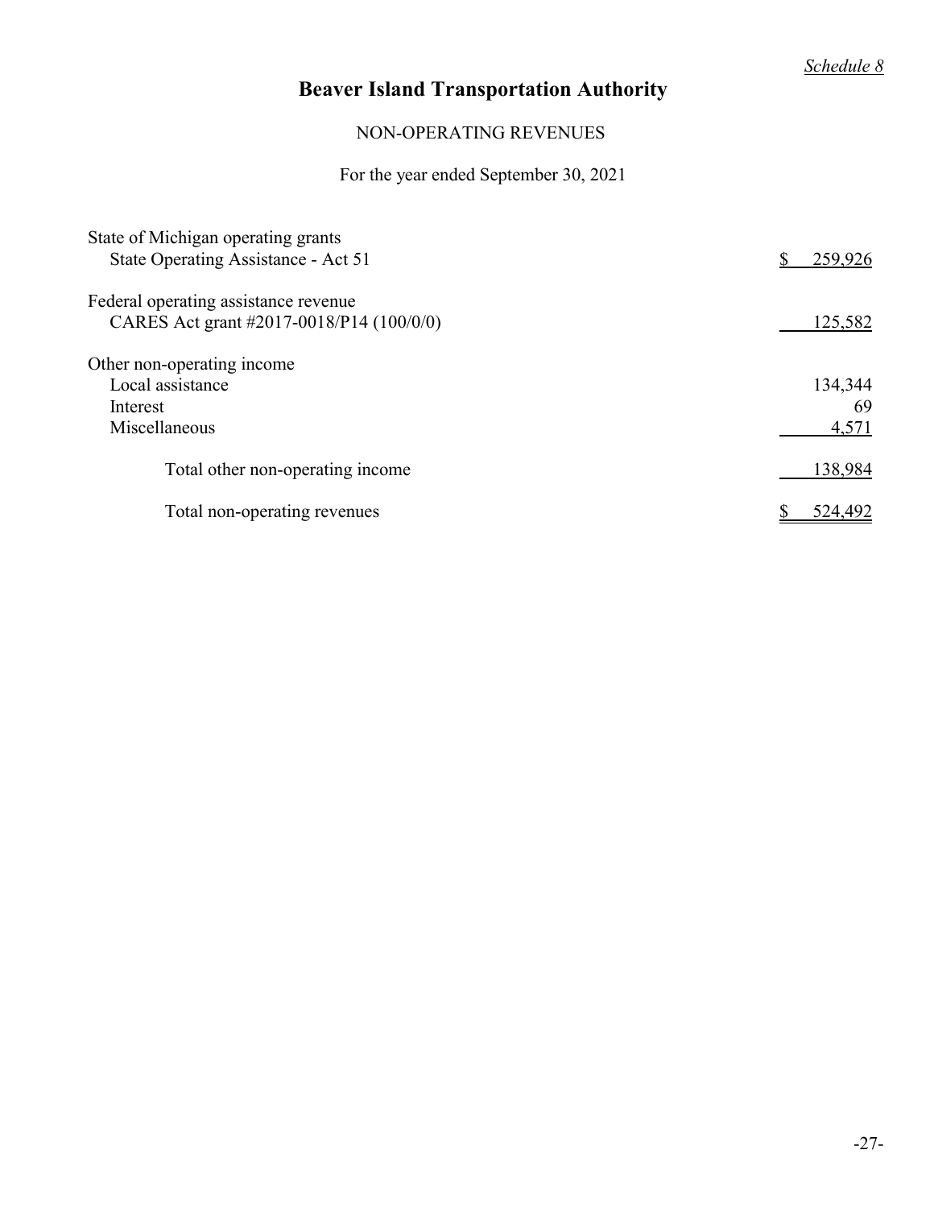*Schedule 8*

# Beaver Island Transportation Authority

## NON-OPERATING REVENUES

For the year ended September 30, 2021

| | |
|---|---|
| State of Michigan operating grants | |
| State Operating Assistance - Act 51 | $ 259,926 |
| Federal operating assistance revenue | |
| CARES Act grant #2017-0018/P14 (100/0/0) | 125,582 |
| Other non-operating income | |
| Local assistance | 134,344 |
| Interest | 69 |
| Miscellaneous | 4,571 |
| Total other non-operating income | 138,984 |
| Total non-operating revenues | $ 524,492 |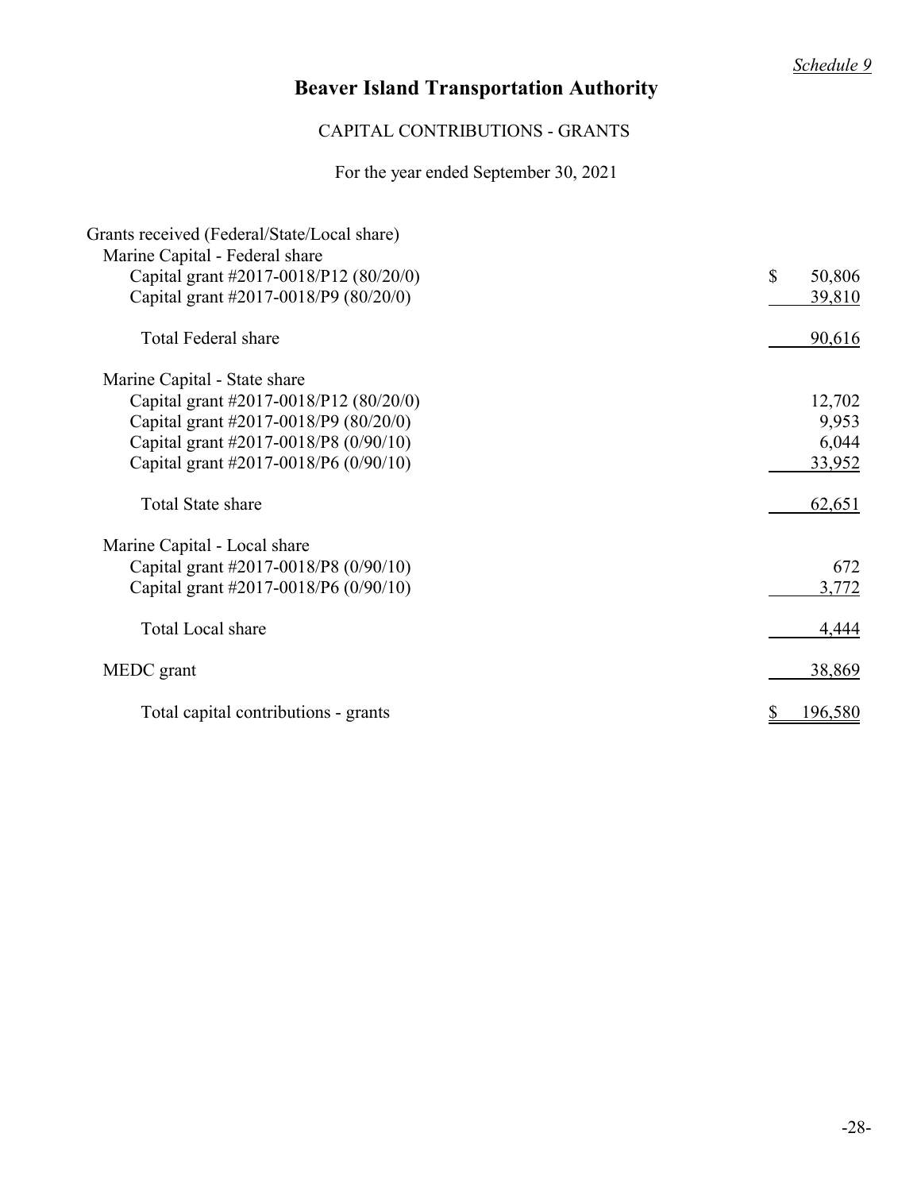*Schedule 9*

# Beaver Island Transportation Authority

## CAPITAL CONTRIBUTIONS - GRANTS

For the year ended September 30, 2021

| | |
|---|---|
| Grants received (Federal/State/Local share) | |
| Marine Capital - Federal share | |
| Capital grant #2017-0018/P12 (80/20/0) | $ 50,806 |
| Capital grant #2017-0018/P9 (80/20/0) | 39,810 |
| Total Federal share | 90,616 |
| Marine Capital - State share | |
| Capital grant #2017-0018/P12 (80/20/0) | 12,702 |
| Capital grant #2017-0018/P9 (80/20/0) | 9,953 |
| Capital grant #2017-0018/P8 (0/90/10) | 6,044 |
| Capital grant #2017-0018/P6 (0/90/10) | 33,952 |
| Total State share | 62,651 |
| Marine Capital - Local share | |
| Capital grant #2017-0018/P8 (0/90/10) | 672 |
| Capital grant #2017-0018/P6 (0/90/10) | 3,772 |
| Total Local share | 4,444 |
| MEDC grant | 38,869 |
| Total capital contributions - grants | $ 196,580 |